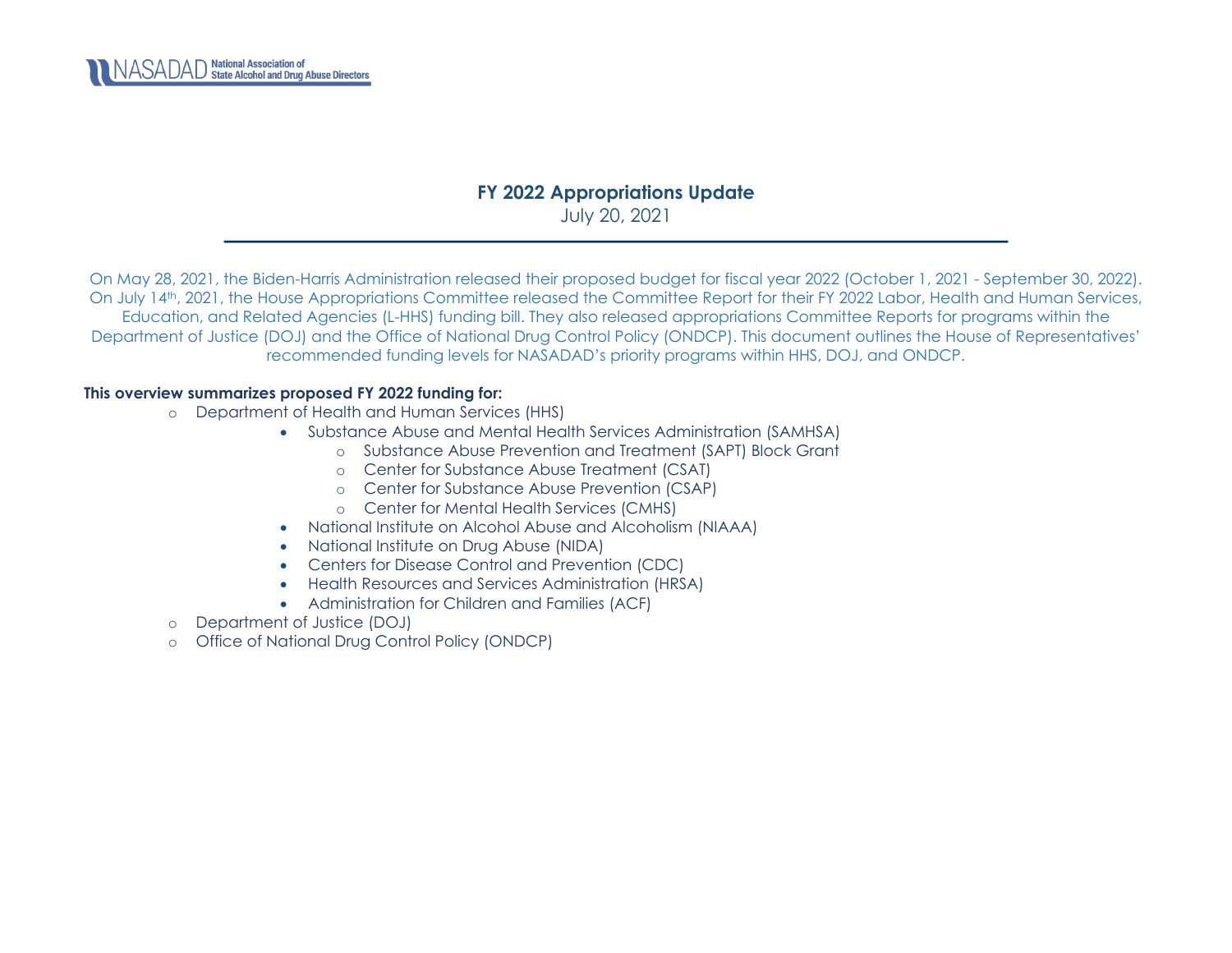NASADAD National Association of State Alcohol and Drug Abuse Directors

# FY 2022 Appropriations Update

July 20, 2021

On May 28, 2021, the Biden-Harris Administration released their proposed budget for fiscal year 2022 (October 1, 2021 - September 30, 2022). On July 14th, 2021, the House Appropriations Committee released the Committee Report for their FY 2022 Labor, Health and Human Services, Education, and Related Agencies (L-HHS) funding bill. They also released appropriations Committee Reports for programs within the Department of Justice (DOJ) and the Office of National Drug Control Policy (ONDCP). This document outlines the House of Representatives' recommended funding levels for NASADAD's priority programs within HHS, DOJ, and ONDCP.

**This overview summarizes proposed FY 2022 funding for:**

- Department of Health and Human Services (HHS)
  - Substance Abuse and Mental Health Services Administration (SAMHSA)
    - Substance Abuse Prevention and Treatment (SAPT) Block Grant
    - Center for Substance Abuse Treatment (CSAT)
    - Center for Substance Abuse Prevention (CSAP)
    - Center for Mental Health Services (CMHS)
  - National Institute on Alcohol Abuse and Alcoholism (NIAAA)
  - National Institute on Drug Abuse (NIDA)
  - Centers for Disease Control and Prevention (CDC)
  - Health Resources and Services Administration (HRSA)
  - Administration for Children and Families (ACF)
- Department of Justice (DOJ)
- Office of National Drug Control Policy (ONDCP)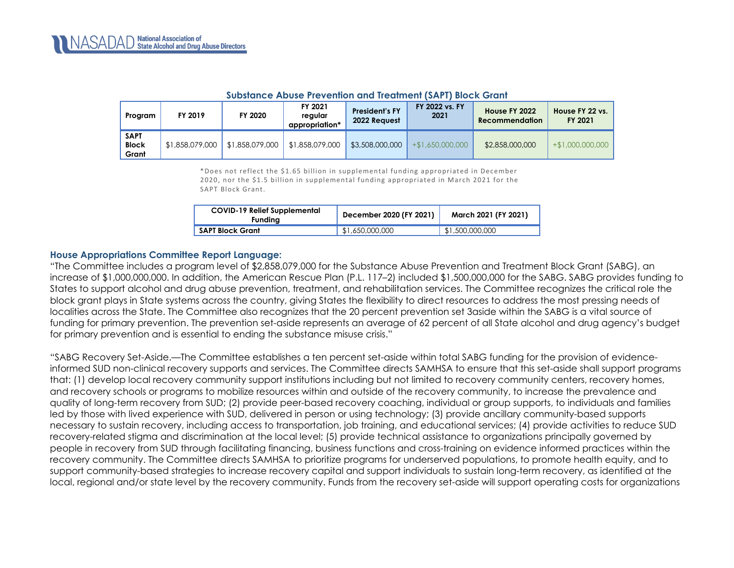### Substance Abuse Prevention and Treatment (SAPT) Block Grant

| Program | FY 2019 | FY 2020 | FY 2021 regular appropriation* | President's FY 2022 Request | FY 2022 vs. FY 2021 | House FY 2022 Recommendation | House FY 22 vs. FY 2021 |
|---|---|---|---|---|---|---|---|
| SAPT Block Grant | $1,858,079,000 | $1,858,079,000 | $1,858,079,000 | $3,508,000,000 | +$1,650,000,000 | $2,858,000,000 | +$1,000,000,000 |

*Does not reflect the $1.65 billion in supplemental funding appropriated in December 2020, nor the $1.5 billion in supplemental funding appropriated in March 2021 for the SAPT Block Grant.

| COVID-19 Relief Supplemental Funding | December 2020 (FY 2021) | March 2021 (FY 2021) |
|---|---|---|
| SAPT Block Grant | $1,650,000,000 | $1,500,000,000 |

### House Appropriations Committee Report Language:

"The Committee includes a program level of $2,858,079,000 for the Substance Abuse Prevention and Treatment Block Grant (SABG), an increase of $1,000,000,000. In addition, the American Rescue Plan (P.L. 117–2) included $1,500,000,000 for the SABG. SABG provides funding to States to support alcohol and drug abuse prevention, treatment, and rehabilitation services. The Committee recognizes the critical role the block grant plays in State systems across the country, giving States the flexibility to direct resources to address the most pressing needs of localities across the State. The Committee also recognizes that the 20 percent prevention set 3aside within the SABG is a vital source of funding for primary prevention. The prevention set-aside represents an average of 62 percent of all State alcohol and drug agency's budget for primary prevention and is essential to ending the substance misuse crisis."

"SABG Recovery Set-Aside.—The Committee establishes a ten percent set-aside within total SABG funding for the provision of evidence-informed SUD non-clinical recovery supports and services. The Committee directs SAMHSA to ensure that this set-aside shall support programs that: (1) develop local recovery community support institutions including but not limited to recovery community centers, recovery homes, and recovery schools or programs to mobilize resources within and outside of the recovery community, to increase the prevalence and quality of long-term recovery from SUD; (2) provide peer-based recovery coaching, individual or group supports, to individuals and families led by those with lived experience with SUD, delivered in person or using technology; (3) provide ancillary community-based supports necessary to sustain recovery, including access to transportation, job training, and educational services; (4) provide activities to reduce SUD recovery-related stigma and discrimination at the local level; (5) provide technical assistance to organizations principally governed by people in recovery from SUD through facilitating financing, business functions and cross-training on evidence informed practices within the recovery community. The Committee directs SAMHSA to prioritize programs for underserved populations, to promote health equity, and to support community-based strategies to increase recovery capital and support individuals to sustain long-term recovery, as identified at the local, regional and/or state level by the recovery community. Funds from the recovery set-aside will support operating costs for organizations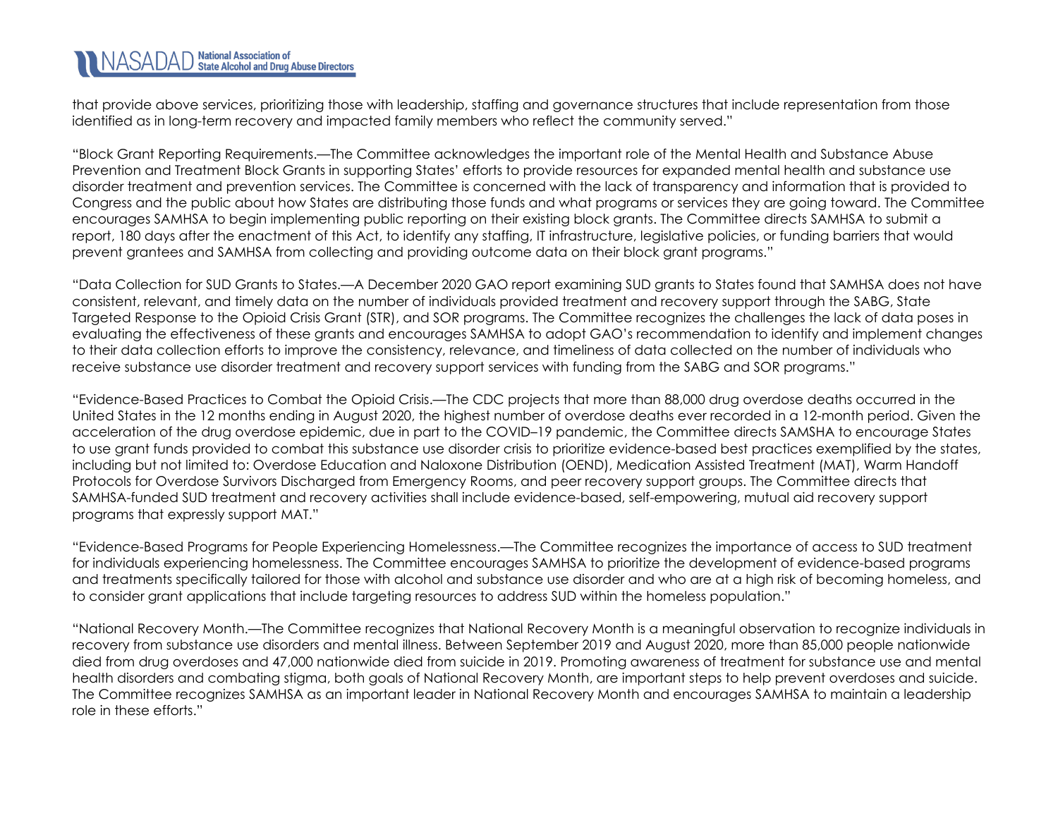that provide above services, prioritizing those with leadership, staffing and governance structures that include representation from those identified as in long-term recovery and impacted family members who reflect the community served."

"Block Grant Reporting Requirements.—The Committee acknowledges the important role of the Mental Health and Substance Abuse Prevention and Treatment Block Grants in supporting States' efforts to provide resources for expanded mental health and substance use disorder treatment and prevention services. The Committee is concerned with the lack of transparency and information that is provided to Congress and the public about how States are distributing those funds and what programs or services they are going toward. The Committee encourages SAMHSA to begin implementing public reporting on their existing block grants. The Committee directs SAMHSA to submit a report, 180 days after the enactment of this Act, to identify any staffing, IT infrastructure, legislative policies, or funding barriers that would prevent grantees and SAMHSA from collecting and providing outcome data on their block grant programs."

"Data Collection for SUD Grants to States.—A December 2020 GAO report examining SUD grants to States found that SAMHSA does not have consistent, relevant, and timely data on the number of individuals provided treatment and recovery support through the SABG, State Targeted Response to the Opioid Crisis Grant (STR), and SOR programs. The Committee recognizes the challenges the lack of data poses in evaluating the effectiveness of these grants and encourages SAMHSA to adopt GAO's recommendation to identify and implement changes to their data collection efforts to improve the consistency, relevance, and timeliness of data collected on the number of individuals who receive substance use disorder treatment and recovery support services with funding from the SABG and SOR programs."

"Evidence-Based Practices to Combat the Opioid Crisis.—The CDC projects that more than 88,000 drug overdose deaths occurred in the United States in the 12 months ending in August 2020, the highest number of overdose deaths ever recorded in a 12-month period. Given the acceleration of the drug overdose epidemic, due in part to the COVID–19 pandemic, the Committee directs SAMSHA to encourage States to use grant funds provided to combat this substance use disorder crisis to prioritize evidence-based best practices exemplified by the states, including but not limited to: Overdose Education and Naloxone Distribution (OEND), Medication Assisted Treatment (MAT), Warm Handoff Protocols for Overdose Survivors Discharged from Emergency Rooms, and peer recovery support groups. The Committee directs that SAMHSA-funded SUD treatment and recovery activities shall include evidence-based, self-empowering, mutual aid recovery support programs that expressly support MAT."

"Evidence-Based Programs for People Experiencing Homelessness.—The Committee recognizes the importance of access to SUD treatment for individuals experiencing homelessness. The Committee encourages SAMHSA to prioritize the development of evidence-based programs and treatments specifically tailored for those with alcohol and substance use disorder and who are at a high risk of becoming homeless, and to consider grant applications that include targeting resources to address SUD within the homeless population."

"National Recovery Month.—The Committee recognizes that National Recovery Month is a meaningful observation to recognize individuals in recovery from substance use disorders and mental illness. Between September 2019 and August 2020, more than 85,000 people nationwide died from drug overdoses and 47,000 nationwide died from suicide in 2019. Promoting awareness of treatment for substance use and mental health disorders and combating stigma, both goals of National Recovery Month, are important steps to help prevent overdoses and suicide. The Committee recognizes SAMHSA as an important leader in National Recovery Month and encourages SAMHSA to maintain a leadership role in these efforts."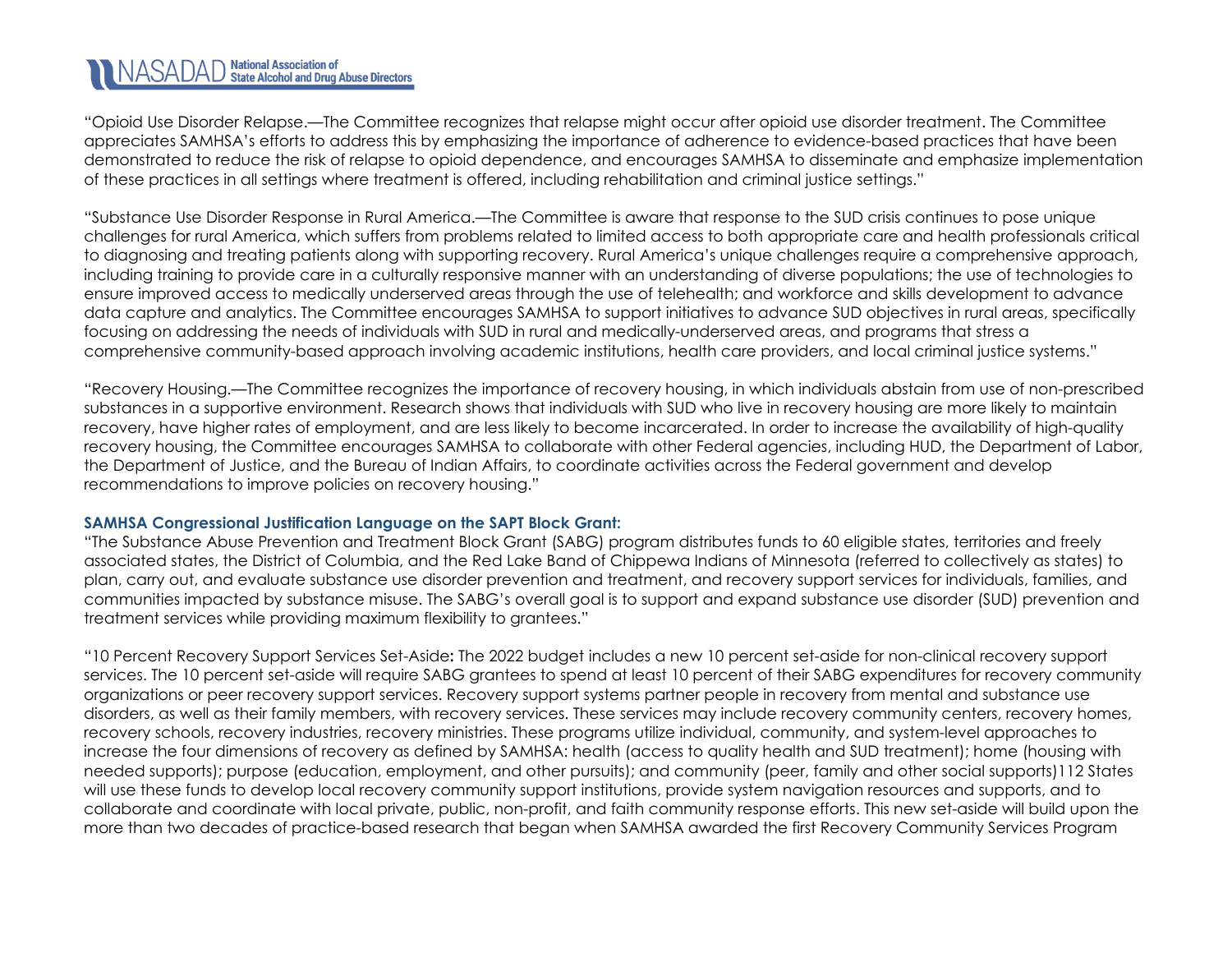"Opioid Use Disorder Relapse.—The Committee recognizes that relapse might occur after opioid use disorder treatment. The Committee appreciates SAMHSA's efforts to address this by emphasizing the importance of adherence to evidence-based practices that have been demonstrated to reduce the risk of relapse to opioid dependence, and encourages SAMHSA to disseminate and emphasize implementation of these practices in all settings where treatment is offered, including rehabilitation and criminal justice settings."

"Substance Use Disorder Response in Rural America.—The Committee is aware that response to the SUD crisis continues to pose unique challenges for rural America, which suffers from problems related to limited access to both appropriate care and health professionals critical to diagnosing and treating patients along with supporting recovery. Rural America's unique challenges require a comprehensive approach, including training to provide care in a culturally responsive manner with an understanding of diverse populations; the use of technologies to ensure improved access to medically underserved areas through the use of telehealth; and workforce and skills development to advance data capture and analytics. The Committee encourages SAMHSA to support initiatives to advance SUD objectives in rural areas, specifically focusing on addressing the needs of individuals with SUD in rural and medically-underserved areas, and programs that stress a comprehensive community-based approach involving academic institutions, health care providers, and local criminal justice systems."

"Recovery Housing.—The Committee recognizes the importance of recovery housing, in which individuals abstain from use of non-prescribed substances in a supportive environment. Research shows that individuals with SUD who live in recovery housing are more likely to maintain recovery, have higher rates of employment, and are less likely to become incarcerated. In order to increase the availability of high-quality recovery housing, the Committee encourages SAMHSA to collaborate with other Federal agencies, including HUD, the Department of Labor, the Department of Justice, and the Bureau of Indian Affairs, to coordinate activities across the Federal government and develop recommendations to improve policies on recovery housing."

**SAMHSA Congressional Justification Language on the SAPT Block Grant:**

"The Substance Abuse Prevention and Treatment Block Grant (SABG) program distributes funds to 60 eligible states, territories and freely associated states, the District of Columbia, and the Red Lake Band of Chippewa Indians of Minnesota (referred to collectively as states) to plan, carry out, and evaluate substance use disorder prevention and treatment, and recovery support services for individuals, families, and communities impacted by substance misuse. The SABG's overall goal is to support and expand substance use disorder (SUD) prevention and treatment services while providing maximum flexibility to grantees."

"10 Percent Recovery Support Services Set-Aside**:** The 2022 budget includes a new 10 percent set-aside for non-clinical recovery support services. The 10 percent set-aside will require SABG grantees to spend at least 10 percent of their SABG expenditures for recovery community organizations or peer recovery support services. Recovery support systems partner people in recovery from mental and substance use disorders, as well as their family members, with recovery services. These services may include recovery community centers, recovery homes, recovery schools, recovery industries, recovery ministries. These programs utilize individual, community, and system-level approaches to increase the four dimensions of recovery as defined by SAMHSA: health (access to quality health and SUD treatment); home (housing with needed supports); purpose (education, employment, and other pursuits); and community (peer, family and other social supports)112 States will use these funds to develop local recovery community support institutions, provide system navigation resources and supports, and to collaborate and coordinate with local private, public, non-profit, and faith community response efforts. This new set-aside will build upon the more than two decades of practice-based research that began when SAMHSA awarded the first Recovery Community Services Program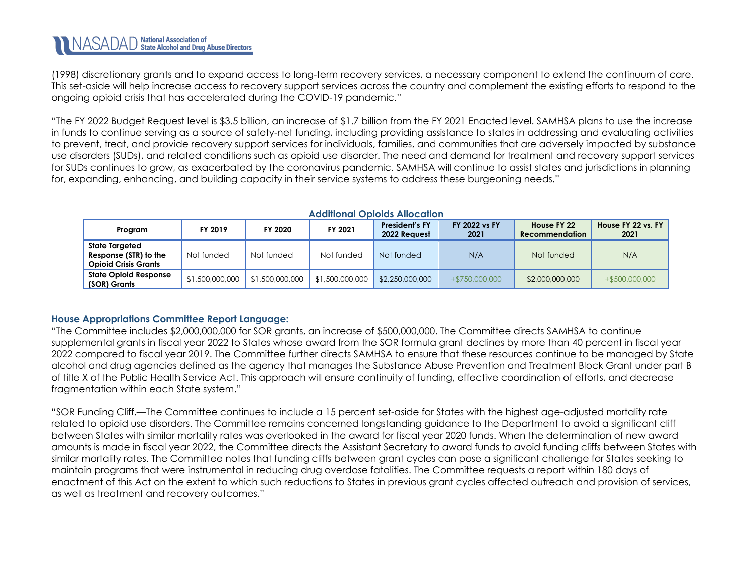(1998) discretionary grants and to expand access to long-term recovery services, a necessary component to extend the continuum of care. This set-aside will help increase access to recovery support services across the country and complement the existing efforts to respond to the ongoing opioid crisis that has accelerated during the COVID-19 pandemic."

"The FY 2022 Budget Request level is $3.5 billion, an increase of $1.7 billion from the FY 2021 Enacted level. SAMHSA plans to use the increase in funds to continue serving as a source of safety-net funding, including providing assistance to states in addressing and evaluating activities to prevent, treat, and provide recovery support services for individuals, families, and communities that are adversely impacted by substance use disorders (SUDs), and related conditions such as opioid use disorder. The need and demand for treatment and recovery support services for SUDs continues to grow, as exacerbated by the coronavirus pandemic. SAMHSA will continue to assist states and jurisdictions in planning for, expanding, enhancing, and building capacity in their service systems to address these burgeoning needs."

**Additional Opioids Allocation**

| Program | FY 2019 | FY 2020 | FY 2021 | President's FY 2022 Request | FY 2022 vs FY 2021 | House FY 22 Recommendation | House FY 22 vs. FY 2021 |
|---|---|---|---|---|---|---|---|
| **State Targeted Response (STR) to the Opioid Crisis Grants** | Not funded | Not funded | Not funded | Not funded | N/A | Not funded | N/A |
| **State Opioid Response (SOR) Grants** | $1,500,000,000 | $1,500,000,000 | $1,500,000,000 | $2,250,000,000 | +$750,000,000 | $2,000,000,000 | +$500,000,000 |

### House Appropriations Committee Report Language:

"The Committee includes $2,000,000,000 for SOR grants, an increase of $500,000,000. The Committee directs SAMHSA to continue supplemental grants in fiscal year 2022 to States whose award from the SOR formula grant declines by more than 40 percent in fiscal year 2022 compared to fiscal year 2019. The Committee further directs SAMHSA to ensure that these resources continue to be managed by State alcohol and drug agencies defined as the agency that manages the Substance Abuse Prevention and Treatment Block Grant under part B of title X of the Public Health Service Act. This approach will ensure continuity of funding, effective coordination of efforts, and decrease fragmentation within each State system."

"SOR Funding Cliff.—The Committee continues to include a 15 percent set-aside for States with the highest age-adjusted mortality rate related to opioid use disorders. The Committee remains concerned longstanding guidance to the Department to avoid a significant cliff between States with similar mortality rates was overlooked in the award for fiscal year 2020 funds. When the determination of new award amounts is made in fiscal year 2022, the Committee directs the Assistant Secretary to award funds to avoid funding cliffs between States with similar mortality rates. The Committee notes that funding cliffs between grant cycles can pose a significant challenge for States seeking to maintain programs that were instrumental in reducing drug overdose fatalities. The Committee requests a report within 180 days of enactment of this Act on the extent to which such reductions to States in previous grant cycles affected outreach and provision of services, as well as treatment and recovery outcomes."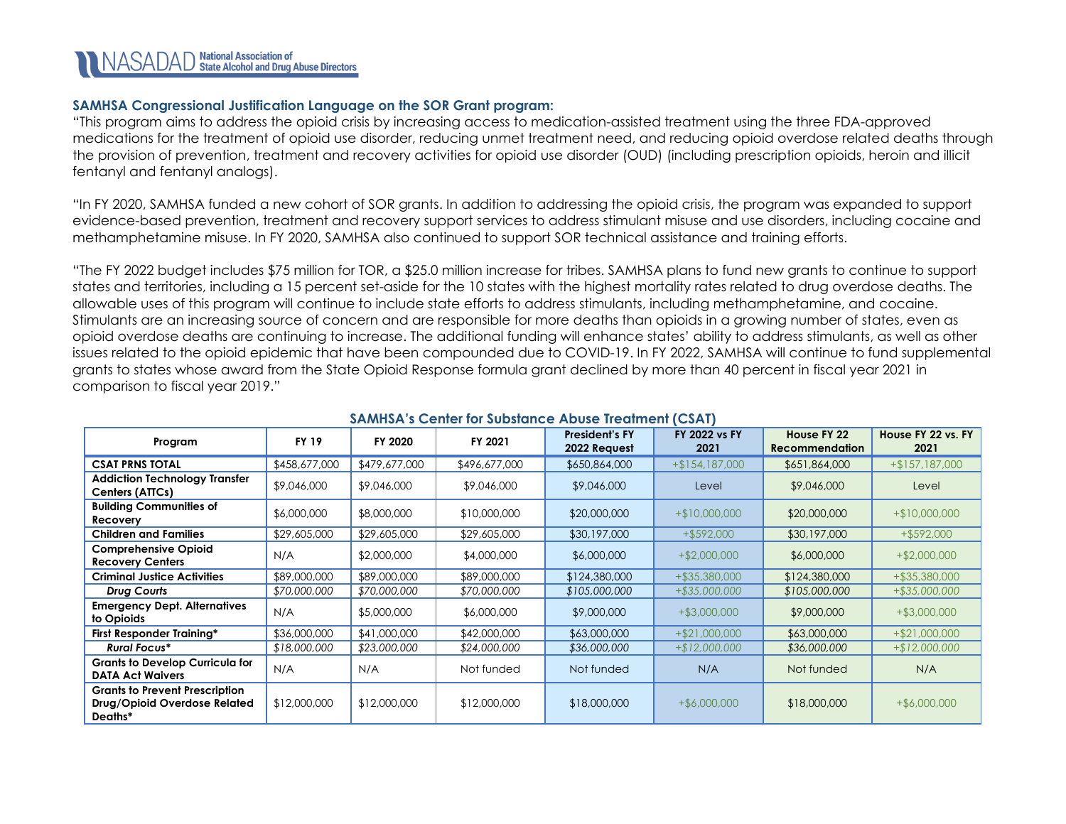**SAMHSA Congressional Justification Language on the SOR Grant program:**

"This program aims to address the opioid crisis by increasing access to medication-assisted treatment using the three FDA-approved medications for the treatment of opioid use disorder, reducing unmet treatment need, and reducing opioid overdose related deaths through the provision of prevention, treatment and recovery activities for opioid use disorder (OUD) (including prescription opioids, heroin and illicit fentanyl and fentanyl analogs).

"In FY 2020, SAMHSA funded a new cohort of SOR grants. In addition to addressing the opioid crisis, the program was expanded to support evidence-based prevention, treatment and recovery support services to address stimulant misuse and use disorders, including cocaine and methamphetamine misuse. In FY 2020, SAMHSA also continued to support SOR technical assistance and training efforts.

"The FY 2022 budget includes $75 million for TOR, a $25.0 million increase for tribes. SAMHSA plans to fund new grants to continue to support states and territories, including a 15 percent set-aside for the 10 states with the highest mortality rates related to drug overdose deaths. The allowable uses of this program will continue to include state efforts to address stimulants, including methamphetamine, and cocaine. Stimulants are an increasing source of concern and are responsible for more deaths than opioids in a growing number of states, even as opioid overdose deaths are continuing to increase. The additional funding will enhance states' ability to address stimulants, as well as other issues related to the opioid epidemic that have been compounded due to COVID-19. In FY 2022, SAMHSA will continue to fund supplemental grants to states whose award from the State Opioid Response formula grant declined by more than 40 percent in fiscal year 2021 in comparison to fiscal year 2019."

**SAMHSA's Center for Substance Abuse Treatment (CSAT)**

| Program | FY 19 | FY 2020 | FY 2021 | President's FY 2022 Request | FY 2022 vs FY 2021 | House FY 22 Recommendation | House FY 22 vs. FY 2021 |
|---|---|---|---|---|---|---|---|
| **CSAT PRNS TOTAL** | $458,677,000 | $479,677,000 | $496,677,000 | $650,864,000 | +$154,187,000 | $651,864,000 | +$157,187,000 |
| **Addiction Technology Transfer Centers (ATTCs)** | $9,046,000 | $9,046,000 | $9,046,000 | $9,046,000 | Level | $9,046,000 | Level |
| **Building Communities of Recovery** | $6,000,000 | $8,000,000 | $10,000,000 | $20,000,000 | +$10,000,000 | $20,000,000 | +$10,000,000 |
| **Children and Families** | $29,605,000 | $29,605,000 | $29,605,000 | $30,197,000 | +$592,000 | $30,197,000 | +$592,000 |
| **Comprehensive Opioid Recovery Centers** | N/A | $2,000,000 | $4,000,000 | $6,000,000 | +$2,000,000 | $6,000,000 | +$2,000,000 |
| **Criminal Justice Activities** | $89,000,000 | $89,000,000 | $89,000,000 | $124,380,000 | +$35,380,000 | $124,380,000 | +$35,380,000 |
| ***Drug Courts*** | *$70,000,000* | *$70,000,000* | *$70,000,000* | *$105,000,000* | *+$35,000,000* | *$105,000,000* | *+$35,000,000* |
| **Emergency Dept. Alternatives to Opioids** | N/A | $5,000,000 | $6,000,000 | $9,000,000 | +$3,000,000 | $9,000,000 | +$3,000,000 |
| **First Responder Training*** | $36,000,000 | $41,000,000 | $42,000,000 | $63,000,000 | +$21,000,000 | $63,000,000 | +$21,000,000 |
| ***Rural Focus**** | *$18,000,000* | *$23,000,000* | *$24,000,000* | *$36,000,000* | *+$12,000,000* | *$36,000,000* | *+$12,000,000* |
| **Grants to Develop Curricula for DATA Act Waivers** | N/A | N/A | Not funded | Not funded | N/A | Not funded | N/A |
| **Grants to Prevent Prescription Drug/Opioid Overdose Related Deaths*** | $12,000,000 | $12,000,000 | $12,000,000 | $18,000,000 | +$6,000,000 | $18,000,000 | +$6,000,000 |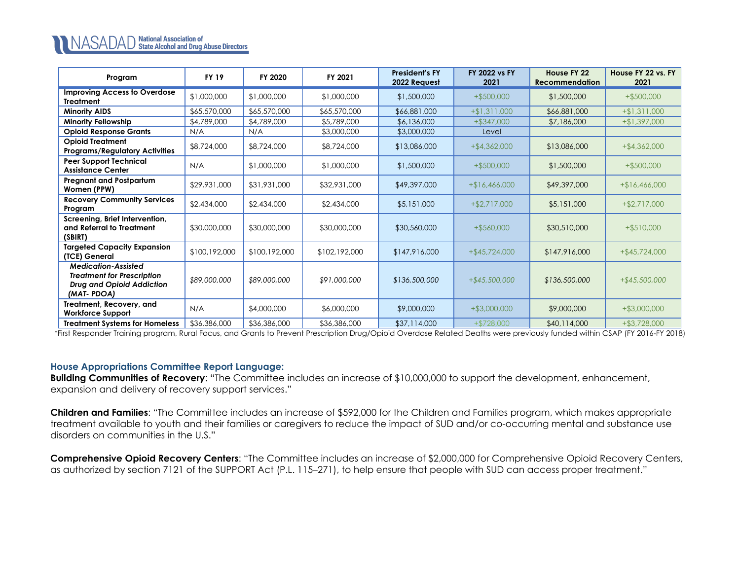| Program | FY 19 | FY 2020 | FY 2021 | President's FY 2022 Request | FY 2022 vs FY 2021 | House FY 22 Recommendation | House FY 22 vs. FY 2021 |
|---|---|---|---|---|---|---|---|
| **Improving Access to Overdose Treatment** | $1,000,000 | $1,000,000 | $1,000,000 | $1,500,000 | +$500,000 | $1,500,000 | +$500,000 |
| **Minority AIDS** | $65,570,000 | $65,570,000 | $65,570,000 | $66,881,000 | +$1,311,000 | $66,881,000 | +$1,311,000 |
| **Minority Fellowship** | $4,789,000 | $4,789,000 | $5,789,000 | $6,136,000 | +$347,000 | $7,186,000 | +$1,397,000 |
| **Opioid Response Grants** | N/A | N/A | $3,000,000 | $3,000,000 | Level | | |
| **Opioid Treatment Programs/Regulatory Activities** | $8,724,000 | $8,724,000 | $8,724,000 | $13,086,000 | +$4,362,000 | $13,086,000 | +$4,362,000 |
| **Peer Support Technical Assistance Center** | N/A | $1,000,000 | $1,000,000 | $1,500,000 | +$500,000 | $1,500,000 | +$500,000 |
| **Pregnant and Postpartum Women (PPW)** | $29,931,000 | $31,931,000 | $32,931,000 | $49,397,000 | +$16,466,000 | $49,397,000 | +$16,466,000 |
| **Recovery Community Services Program** | $2,434,000 | $2,434,000 | $2,434,000 | $5,151,000 | +$2,717,000 | $5,151,000 | +$2,717,000 |
| **Screening, Brief Intervention, and Referral to Treatment (SBIRT)** | $30,000,000 | $30,000,000 | $30,000,000 | $30,560,000 | +$560,000 | $30,510,000 | +$510,000 |
| **Targeted Capacity Expansion (TCE) General** | $100,192,000 | $100,192,000 | $102,192,000 | $147,916,000 | +$45,724,000 | $147,916,000 | +$45,724,000 |
| ***Medication-Assisted Treatment for Prescription Drug and Opioid Addiction (MAT- PDOA)*** | *$89,000,000* | *$89,000,000* | *$91,000,000* | *$136,500,000* | *+$45,500,000* | *$136,500,000* | *+$45,500,000* |
| **Treatment, Recovery, and Workforce Support** | N/A | $4,000,000 | $6,000,000 | $9,000,000 | +$3,000,000 | $9,000,000 | +$3,000,000 |
| **Treatment Systems for Homeless** | $36,386,000 | $36,386,000 | $36,386,000 | $37,114,000 | +$728,000 | $40,114,000 | +$3,728,000 |

*First Responder Training program, Rural Focus, and Grants to Prevent Prescription Drug/Opioid Overdose Related Deaths were previously funded within CSAP (FY 2016-FY 2018)

### House Appropriations Committee Report Language:

**Building Communities of Recovery**: "The Committee includes an increase of $10,000,000 to support the development, enhancement, expansion and delivery of recovery support services."

**Children and Families**: "The Committee includes an increase of $592,000 for the Children and Families program, which makes appropriate treatment available to youth and their families or caregivers to reduce the impact of SUD and/or co-occurring mental and substance use disorders on communities in the U.S."

**Comprehensive Opioid Recovery Centers**: "The Committee includes an increase of $2,000,000 for Comprehensive Opioid Recovery Centers, as authorized by section 7121 of the SUPPORT Act (P.L. 115–271), to help ensure that people with SUD can access proper treatment."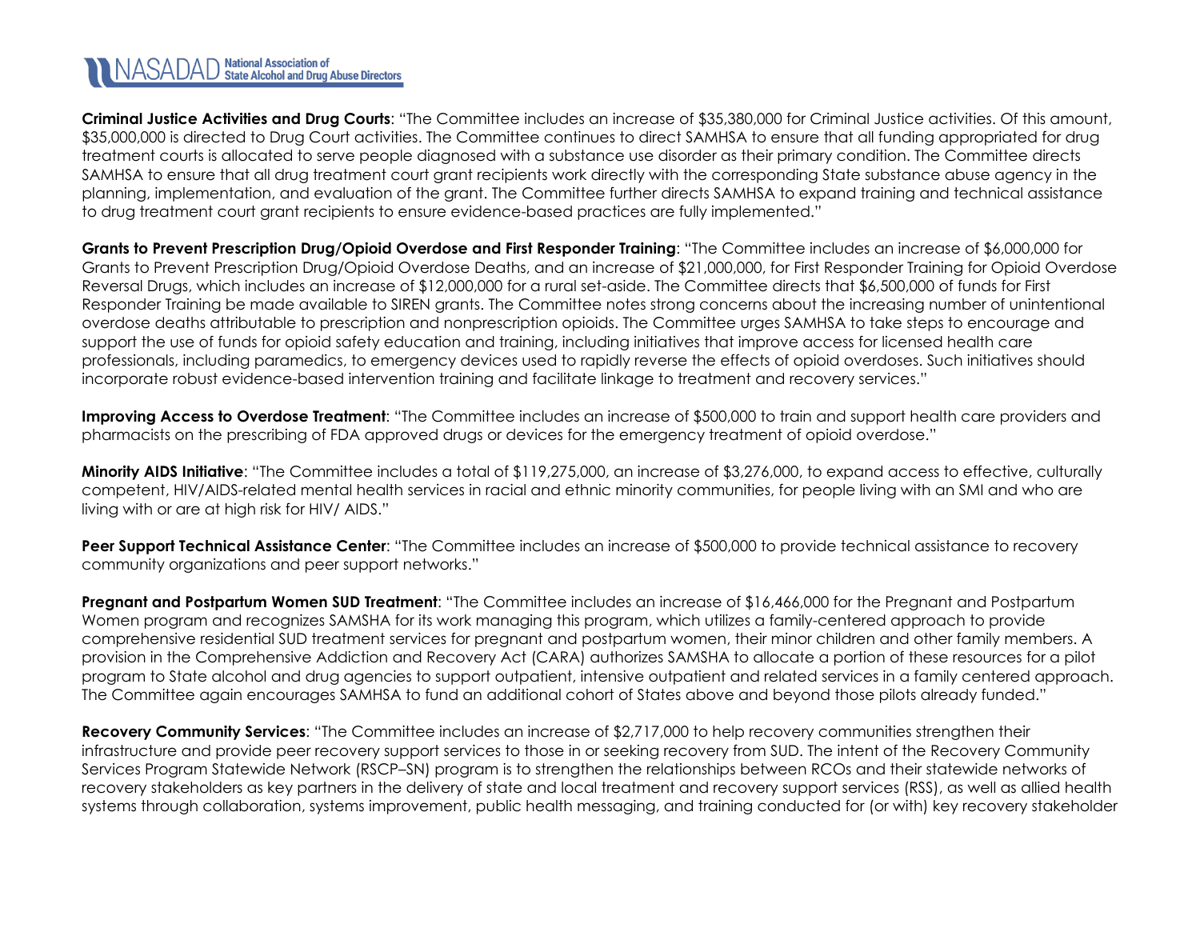**Criminal Justice Activities and Drug Courts**: "The Committee includes an increase of $35,380,000 for Criminal Justice activities. Of this amount, $35,000,000 is directed to Drug Court activities. The Committee continues to direct SAMHSA to ensure that all funding appropriated for drug treatment courts is allocated to serve people diagnosed with a substance use disorder as their primary condition. The Committee directs SAMHSA to ensure that all drug treatment court grant recipients work directly with the corresponding State substance abuse agency in the planning, implementation, and evaluation of the grant. The Committee further directs SAMHSA to expand training and technical assistance to drug treatment court grant recipients to ensure evidence-based practices are fully implemented."

**Grants to Prevent Prescription Drug/Opioid Overdose and First Responder Training**: "The Committee includes an increase of $6,000,000 for Grants to Prevent Prescription Drug/Opioid Overdose Deaths, and an increase of $21,000,000, for First Responder Training for Opioid Overdose Reversal Drugs, which includes an increase of $12,000,000 for a rural set-aside. The Committee directs that $6,500,000 of funds for First Responder Training be made available to SIREN grants. The Committee notes strong concerns about the increasing number of unintentional overdose deaths attributable to prescription and nonprescription opioids. The Committee urges SAMHSA to take steps to encourage and support the use of funds for opioid safety education and training, including initiatives that improve access for licensed health care professionals, including paramedics, to emergency devices used to rapidly reverse the effects of opioid overdoses. Such initiatives should incorporate robust evidence-based intervention training and facilitate linkage to treatment and recovery services."

**Improving Access to Overdose Treatment**: "The Committee includes an increase of $500,000 to train and support health care providers and pharmacists on the prescribing of FDA approved drugs or devices for the emergency treatment of opioid overdose."

**Minority AIDS Initiative**: "The Committee includes a total of $119,275,000, an increase of $3,276,000, to expand access to effective, culturally competent, HIV/AIDS-related mental health services in racial and ethnic minority communities, for people living with an SMI and who are living with or are at high risk for HIV/ AIDS."

**Peer Support Technical Assistance Center**: "The Committee includes an increase of $500,000 to provide technical assistance to recovery community organizations and peer support networks."

**Pregnant and Postpartum Women SUD Treatment**: "The Committee includes an increase of $16,466,000 for the Pregnant and Postpartum Women program and recognizes SAMSHA for its work managing this program, which utilizes a family-centered approach to provide comprehensive residential SUD treatment services for pregnant and postpartum women, their minor children and other family members. A provision in the Comprehensive Addiction and Recovery Act (CARA) authorizes SAMSHA to allocate a portion of these resources for a pilot program to State alcohol and drug agencies to support outpatient, intensive outpatient and related services in a family centered approach. The Committee again encourages SAMHSA to fund an additional cohort of States above and beyond those pilots already funded."

**Recovery Community Services**: "The Committee includes an increase of $2,717,000 to help recovery communities strengthen their infrastructure and provide peer recovery support services to those in or seeking recovery from SUD. The intent of the Recovery Community Services Program Statewide Network (RSCP–SN) program is to strengthen the relationships between RCOs and their statewide networks of recovery stakeholders as key partners in the delivery of state and local treatment and recovery support services (RSS), as well as allied health systems through collaboration, systems improvement, public health messaging, and training conducted for (or with) key recovery stakeholder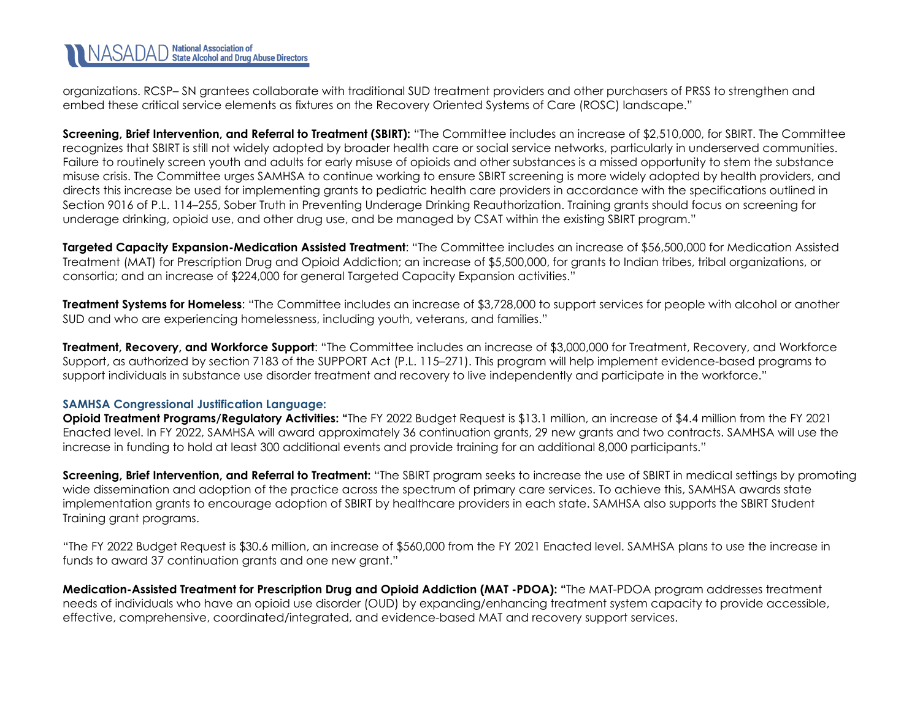organizations. RCSP– SN grantees collaborate with traditional SUD treatment providers and other purchasers of PRSS to strengthen and embed these critical service elements as fixtures on the Recovery Oriented Systems of Care (ROSC) landscape."

**Screening, Brief Intervention, and Referral to Treatment (SBIRT):** "The Committee includes an increase of $2,510,000, for SBIRT. The Committee recognizes that SBIRT is still not widely adopted by broader health care or social service networks, particularly in underserved communities. Failure to routinely screen youth and adults for early misuse of opioids and other substances is a missed opportunity to stem the substance misuse crisis. The Committee urges SAMHSA to continue working to ensure SBIRT screening is more widely adopted by health providers, and directs this increase be used for implementing grants to pediatric health care providers in accordance with the specifications outlined in Section 9016 of P.L. 114–255, Sober Truth in Preventing Underage Drinking Reauthorization. Training grants should focus on screening for underage drinking, opioid use, and other drug use, and be managed by CSAT within the existing SBIRT program."

**Targeted Capacity Expansion-Medication Assisted Treatment**: "The Committee includes an increase of $56,500,000 for Medication Assisted Treatment (MAT) for Prescription Drug and Opioid Addiction; an increase of $5,500,000, for grants to Indian tribes, tribal organizations, or consortia; and an increase of $224,000 for general Targeted Capacity Expansion activities."

**Treatment Systems for Homeless**: "The Committee includes an increase of $3,728,000 to support services for people with alcohol or another SUD and who are experiencing homelessness, including youth, veterans, and families."

**Treatment, Recovery, and Workforce Support**: "The Committee includes an increase of $3,000,000 for Treatment, Recovery, and Workforce Support, as authorized by section 7183 of the SUPPORT Act (P.L. 115–271). This program will help implement evidence-based programs to support individuals in substance use disorder treatment and recovery to live independently and participate in the workforce."

**SAMHSA Congressional Justification Language:**

**Opioid Treatment Programs/Regulatory Activities:** "The FY 2022 Budget Request is $13.1 million, an increase of $4.4 million from the FY 2021 Enacted level. In FY 2022, SAMHSA will award approximately 36 continuation grants, 29 new grants and two contracts. SAMHSA will use the increase in funding to hold at least 300 additional events and provide training for an additional 8,000 participants."

**Screening, Brief Intervention, and Referral to Treatment:** "The SBIRT program seeks to increase the use of SBIRT in medical settings by promoting wide dissemination and adoption of the practice across the spectrum of primary care services. To achieve this, SAMHSA awards state implementation grants to encourage adoption of SBIRT by healthcare providers in each state. SAMHSA also supports the SBIRT Student Training grant programs.

"The FY 2022 Budget Request is $30.6 million, an increase of $560,000 from the FY 2021 Enacted level. SAMHSA plans to use the increase in funds to award 37 continuation grants and one new grant."

**Medication-Assisted Treatment for Prescription Drug and Opioid Addiction (MAT -PDOA):** "The MAT-PDOA program addresses treatment needs of individuals who have an opioid use disorder (OUD) by expanding/enhancing treatment system capacity to provide accessible, effective, comprehensive, coordinated/integrated, and evidence-based MAT and recovery support services.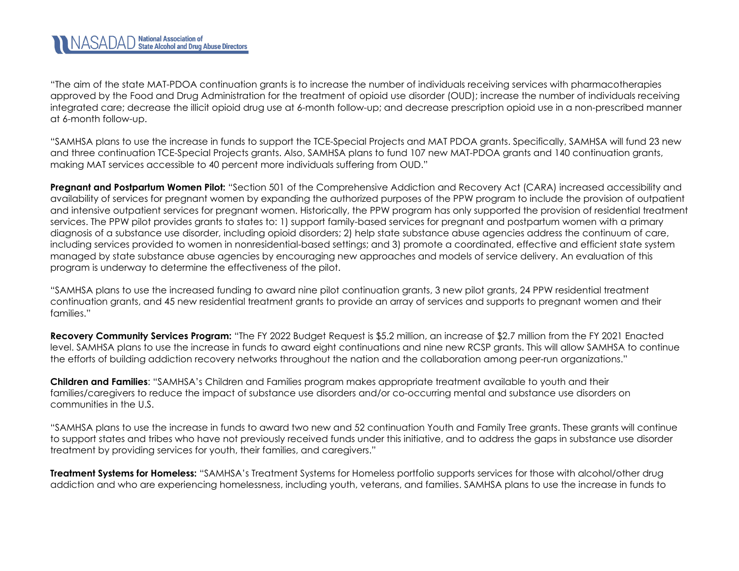"The aim of the state MAT-PDOA continuation grants is to increase the number of individuals receiving services with pharmacotherapies approved by the Food and Drug Administration for the treatment of opioid use disorder (OUD); increase the number of individuals receiving integrated care; decrease the illicit opioid drug use at 6-month follow-up; and decrease prescription opioid use in a non-prescribed manner at 6-month follow-up.

"SAMHSA plans to use the increase in funds to support the TCE-Special Projects and MAT PDOA grants. Specifically, SAMHSA will fund 23 new and three continuation TCE-Special Projects grants. Also, SAMHSA plans to fund 107 new MAT-PDOA grants and 140 continuation grants, making MAT services accessible to 40 percent more individuals suffering from OUD."

**Pregnant and Postpartum Women Pilot:** "Section 501 of the Comprehensive Addiction and Recovery Act (CARA) increased accessibility and availability of services for pregnant women by expanding the authorized purposes of the PPW program to include the provision of outpatient and intensive outpatient services for pregnant women. Historically, the PPW program has only supported the provision of residential treatment services. The PPW pilot provides grants to states to: 1) support family-based services for pregnant and postpartum women with a primary diagnosis of a substance use disorder, including opioid disorders; 2) help state substance abuse agencies address the continuum of care, including services provided to women in nonresidential-based settings; and 3) promote a coordinated, effective and efficient state system managed by state substance abuse agencies by encouraging new approaches and models of service delivery. An evaluation of this program is underway to determine the effectiveness of the pilot.

"SAMHSA plans to use the increased funding to award nine pilot continuation grants, 3 new pilot grants, 24 PPW residential treatment continuation grants, and 45 new residential treatment grants to provide an array of services and supports to pregnant women and their families."

**Recovery Community Services Program:** "The FY 2022 Budget Request is $5.2 million, an increase of $2.7 million from the FY 2021 Enacted level. SAMHSA plans to use the increase in funds to award eight continuations and nine new RCSP grants. This will allow SAMHSA to continue the efforts of building addiction recovery networks throughout the nation and the collaboration among peer-run organizations."

**Children and Families**: "SAMHSA's Children and Families program makes appropriate treatment available to youth and their families/caregivers to reduce the impact of substance use disorders and/or co-occurring mental and substance use disorders on communities in the U.S.

"SAMHSA plans to use the increase in funds to award two new and 52 continuation Youth and Family Tree grants. These grants will continue to support states and tribes who have not previously received funds under this initiative, and to address the gaps in substance use disorder treatment by providing services for youth, their families, and caregivers."

**Treatment Systems for Homeless:** "SAMHSA's Treatment Systems for Homeless portfolio supports services for those with alcohol/other drug addiction and who are experiencing homelessness, including youth, veterans, and families. SAMHSA plans to use the increase in funds to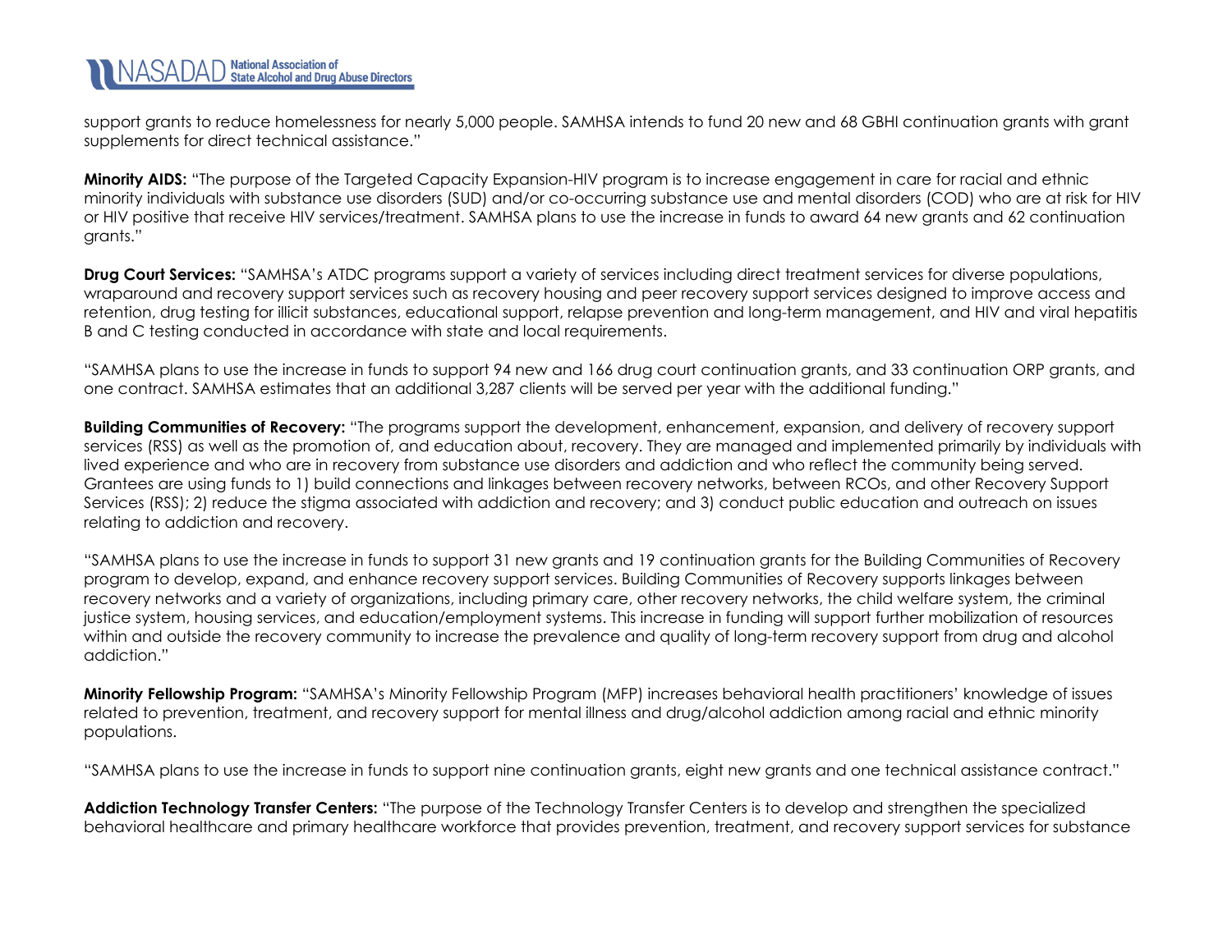support grants to reduce homelessness for nearly 5,000 people. SAMHSA intends to fund 20 new and 68 GBHI continuation grants with grant supplements for direct technical assistance."

**Minority AIDS:** "The purpose of the Targeted Capacity Expansion-HIV program is to increase engagement in care for racial and ethnic minority individuals with substance use disorders (SUD) and/or co-occurring substance use and mental disorders (COD) who are at risk for HIV or HIV positive that receive HIV services/treatment. SAMHSA plans to use the increase in funds to award 64 new grants and 62 continuation grants."

**Drug Court Services:** "SAMHSA's ATDC programs support a variety of services including direct treatment services for diverse populations, wraparound and recovery support services such as recovery housing and peer recovery support services designed to improve access and retention, drug testing for illicit substances, educational support, relapse prevention and long-term management, and HIV and viral hepatitis B and C testing conducted in accordance with state and local requirements.

"SAMHSA plans to use the increase in funds to support 94 new and 166 drug court continuation grants, and 33 continuation ORP grants, and one contract. SAMHSA estimates that an additional 3,287 clients will be served per year with the additional funding."

**Building Communities of Recovery:** "The programs support the development, enhancement, expansion, and delivery of recovery support services (RSS) as well as the promotion of, and education about, recovery. They are managed and implemented primarily by individuals with lived experience and who are in recovery from substance use disorders and addiction and who reflect the community being served. Grantees are using funds to 1) build connections and linkages between recovery networks, between RCOs, and other Recovery Support Services (RSS); 2) reduce the stigma associated with addiction and recovery; and 3) conduct public education and outreach on issues relating to addiction and recovery.

"SAMHSA plans to use the increase in funds to support 31 new grants and 19 continuation grants for the Building Communities of Recovery program to develop, expand, and enhance recovery support services. Building Communities of Recovery supports linkages between recovery networks and a variety of organizations, including primary care, other recovery networks, the child welfare system, the criminal justice system, housing services, and education/employment systems. This increase in funding will support further mobilization of resources within and outside the recovery community to increase the prevalence and quality of long-term recovery support from drug and alcohol addiction."

**Minority Fellowship Program:** "SAMHSA's Minority Fellowship Program (MFP) increases behavioral health practitioners' knowledge of issues related to prevention, treatment, and recovery support for mental illness and drug/alcohol addiction among racial and ethnic minority populations.

"SAMHSA plans to use the increase in funds to support nine continuation grants, eight new grants and one technical assistance contract."

**Addiction Technology Transfer Centers:** "The purpose of the Technology Transfer Centers is to develop and strengthen the specialized behavioral healthcare and primary healthcare workforce that provides prevention, treatment, and recovery support services for substance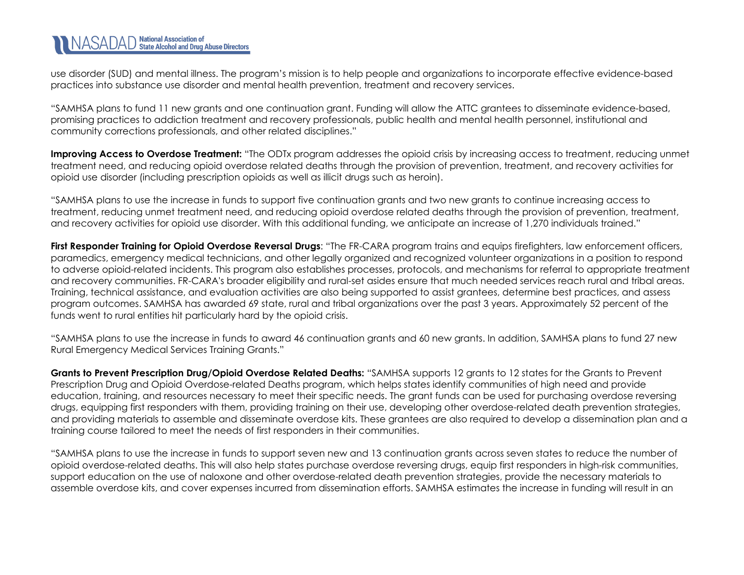use disorder (SUD) and mental illness. The program's mission is to help people and organizations to incorporate effective evidence-based practices into substance use disorder and mental health prevention, treatment and recovery services.

"SAMHSA plans to fund 11 new grants and one continuation grant. Funding will allow the ATTC grantees to disseminate evidence-based, promising practices to addiction treatment and recovery professionals, public health and mental health personnel, institutional and community corrections professionals, and other related disciplines."

**Improving Access to Overdose Treatment:** "The ODTx program addresses the opioid crisis by increasing access to treatment, reducing unmet treatment need, and reducing opioid overdose related deaths through the provision of prevention, treatment, and recovery activities for opioid use disorder (including prescription opioids as well as illicit drugs such as heroin).

"SAMHSA plans to use the increase in funds to support five continuation grants and two new grants to continue increasing access to treatment, reducing unmet treatment need, and reducing opioid overdose related deaths through the provision of prevention, treatment, and recovery activities for opioid use disorder. With this additional funding, we anticipate an increase of 1,270 individuals trained."

**First Responder Training for Opioid Overdose Reversal Drugs**: "The FR-CARA program trains and equips firefighters, law enforcement officers, paramedics, emergency medical technicians, and other legally organized and recognized volunteer organizations in a position to respond to adverse opioid-related incidents. This program also establishes processes, protocols, and mechanisms for referral to appropriate treatment and recovery communities. FR-CARA's broader eligibility and rural-set asides ensure that much needed services reach rural and tribal areas. Training, technical assistance, and evaluation activities are also being supported to assist grantees, determine best practices, and assess program outcomes. SAMHSA has awarded 69 state, rural and tribal organizations over the past 3 years. Approximately 52 percent of the funds went to rural entities hit particularly hard by the opioid crisis.

"SAMHSA plans to use the increase in funds to award 46 continuation grants and 60 new grants. In addition, SAMHSA plans to fund 27 new Rural Emergency Medical Services Training Grants."

**Grants to Prevent Prescription Drug/Opioid Overdose Related Deaths:** "SAMHSA supports 12 grants to 12 states for the Grants to Prevent Prescription Drug and Opioid Overdose-related Deaths program, which helps states identify communities of high need and provide education, training, and resources necessary to meet their specific needs. The grant funds can be used for purchasing overdose reversing drugs, equipping first responders with them, providing training on their use, developing other overdose-related death prevention strategies, and providing materials to assemble and disseminate overdose kits. These grantees are also required to develop a dissemination plan and a training course tailored to meet the needs of first responders in their communities.

"SAMHSA plans to use the increase in funds to support seven new and 13 continuation grants across seven states to reduce the number of opioid overdose-related deaths. This will also help states purchase overdose reversing drugs, equip first responders in high-risk communities, support education on the use of naloxone and other overdose-related death prevention strategies, provide the necessary materials to assemble overdose kits, and cover expenses incurred from dissemination efforts. SAMHSA estimates the increase in funding will result in an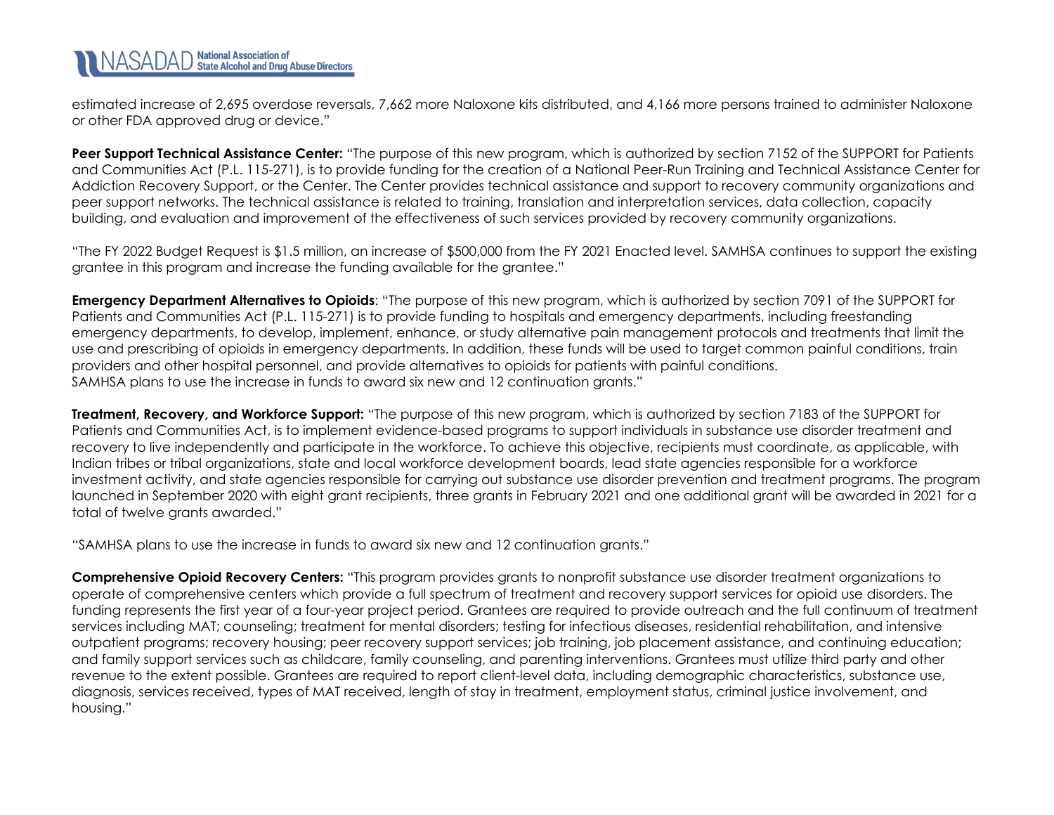estimated increase of 2,695 overdose reversals, 7,662 more Naloxone kits distributed, and 4,166 more persons trained to administer Naloxone or other FDA approved drug or device."

**Peer Support Technical Assistance Center:** "The purpose of this new program, which is authorized by section 7152 of the SUPPORT for Patients and Communities Act (P.L. 115-271), is to provide funding for the creation of a National Peer-Run Training and Technical Assistance Center for Addiction Recovery Support, or the Center. The Center provides technical assistance and support to recovery community organizations and peer support networks. The technical assistance is related to training, translation and interpretation services, data collection, capacity building, and evaluation and improvement of the effectiveness of such services provided by recovery community organizations.

"The FY 2022 Budget Request is $1.5 million, an increase of $500,000 from the FY 2021 Enacted level. SAMHSA continues to support the existing grantee in this program and increase the funding available for the grantee."

**Emergency Department Alternatives to Opioids**: "The purpose of this new program, which is authorized by section 7091 of the SUPPORT for Patients and Communities Act (P.L. 115-271) is to provide funding to hospitals and emergency departments, including freestanding emergency departments, to develop, implement, enhance, or study alternative pain management protocols and treatments that limit the use and prescribing of opioids in emergency departments. In addition, these funds will be used to target common painful conditions, train providers and other hospital personnel, and provide alternatives to opioids for patients with painful conditions.
SAMHSA plans to use the increase in funds to award six new and 12 continuation grants."

**Treatment, Recovery, and Workforce Support:** "The purpose of this new program, which is authorized by section 7183 of the SUPPORT for Patients and Communities Act, is to implement evidence-based programs to support individuals in substance use disorder treatment and recovery to live independently and participate in the workforce. To achieve this objective, recipients must coordinate, as applicable, with Indian tribes or tribal organizations, state and local workforce development boards, lead state agencies responsible for a workforce investment activity, and state agencies responsible for carrying out substance use disorder prevention and treatment programs. The program launched in September 2020 with eight grant recipients, three grants in February 2021 and one additional grant will be awarded in 2021 for a total of twelve grants awarded."

"SAMHSA plans to use the increase in funds to award six new and 12 continuation grants."

**Comprehensive Opioid Recovery Centers:** "This program provides grants to nonprofit substance use disorder treatment organizations to operate of comprehensive centers which provide a full spectrum of treatment and recovery support services for opioid use disorders. The funding represents the first year of a four-year project period. Grantees are required to provide outreach and the full continuum of treatment services including MAT; counseling; treatment for mental disorders; testing for infectious diseases, residential rehabilitation, and intensive outpatient programs; recovery housing; peer recovery support services; job training, job placement assistance, and continuing education; and family support services such as childcare, family counseling, and parenting interventions. Grantees must utilize third party and other revenue to the extent possible. Grantees are required to report client-level data, including demographic characteristics, substance use, diagnosis, services received, types of MAT received, length of stay in treatment, employment status, criminal justice involvement, and housing."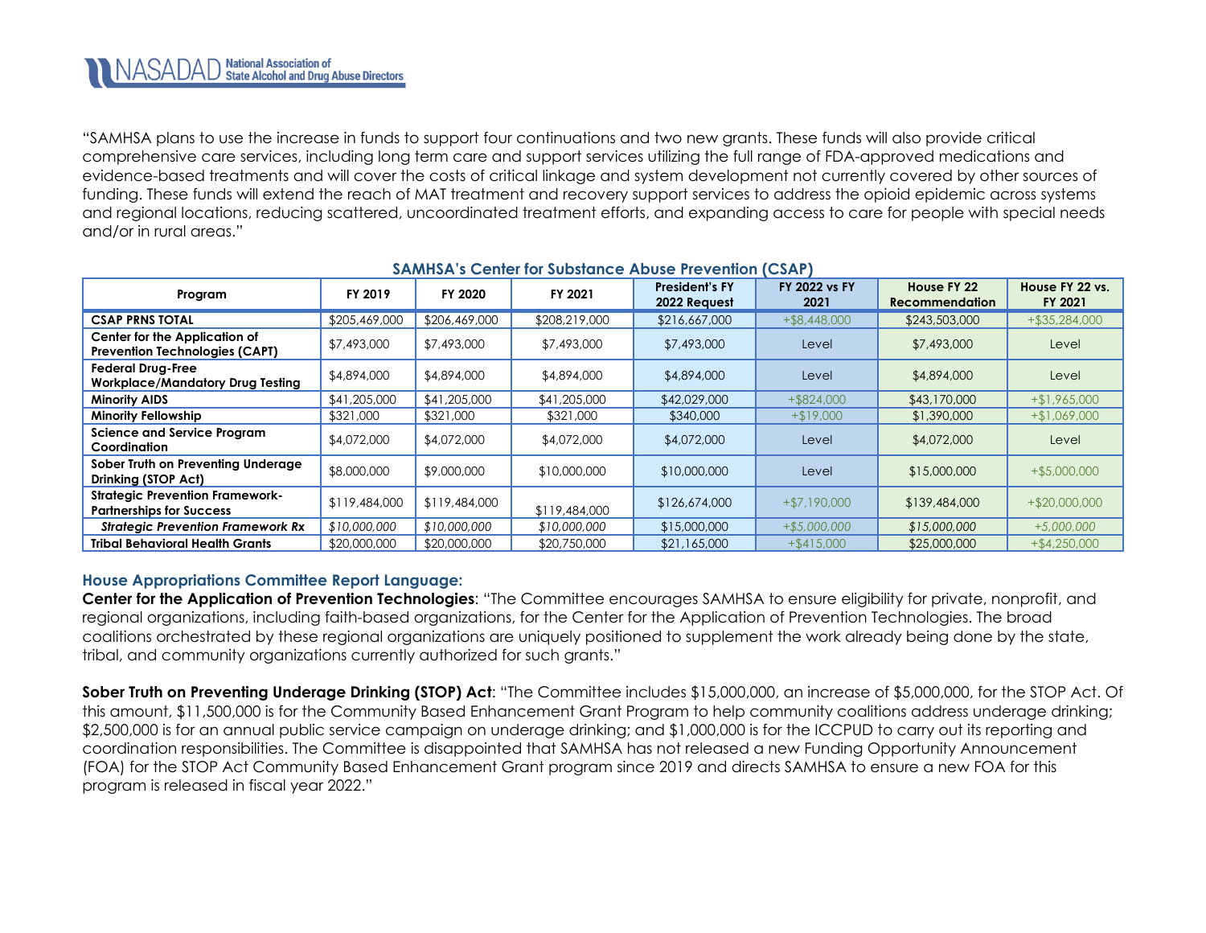"SAMHSA plans to use the increase in funds to support four continuations and two new grants. These funds will also provide critical comprehensive care services, including long term care and support services utilizing the full range of FDA-approved medications and evidence-based treatments and will cover the costs of critical linkage and system development not currently covered by other sources of funding. These funds will extend the reach of MAT treatment and recovery support services to address the opioid epidemic across systems and regional locations, reducing scattered, uncoordinated treatment efforts, and expanding access to care for people with special needs and/or in rural areas."

### SAMHSA's Center for Substance Abuse Prevention (CSAP)

| Program | FY 2019 | FY 2020 | FY 2021 | President's FY 2022 Request | FY 2022 vs FY 2021 | House FY 22 Recommendation | House FY 22 vs. FY 2021 |
|---|---|---|---|---|---|---|---|
| **CSAP PRNS TOTAL** | $205,469,000 | $206,469,000 | $208,219,000 | $216,667,000 | +$8,448,000 | $243,503,000 | +$35,284,000 |
| **Center for the Application of Prevention Technologies (CAPT)** | $7,493,000 | $7,493,000 | $7,493,000 | $7,493,000 | Level | $7,493,000 | Level |
| **Federal Drug-Free Workplace/Mandatory Drug Testing** | $4,894,000 | $4,894,000 | $4,894,000 | $4,894,000 | Level | $4,894,000 | Level |
| **Minority AIDS** | $41,205,000 | $41,205,000 | $41,205,000 | $42,029,000 | +$824,000 | $43,170,000 | +$1,965,000 |
| **Minority Fellowship** | $321,000 | $321,000 | $321,000 | $340,000 | +$19,000 | $1,390,000 | +$1,069,000 |
| **Science and Service Program Coordination** | $4,072,000 | $4,072,000 | $4,072,000 | $4,072,000 | Level | $4,072,000 | Level |
| **Sober Truth on Preventing Underage Drinking (STOP Act)** | $8,000,000 | $9,000,000 | $10,000,000 | $10,000,000 | Level | $15,000,000 | +$5,000,000 |
| **Strategic Prevention Framework-Partnerships for Success** | $119,484,000 | $119,484,000 | $119,484,000 | $126,674,000 | +$7,190,000 | $139,484,000 | +$20,000,000 |
| ***Strategic Prevention Framework Rx*** | *$10,000,000* | *$10,000,000* | *$10,000,000* | $15,000,000 | *+$5,000,000* | *$15,000,000* | *+5,000,000* |
| **Tribal Behavioral Health Grants** | $20,000,000 | $20,000,000 | $20,750,000 | $21,165,000 | +$415,000 | $25,000,000 | +$4,250,000 |

### House Appropriations Committee Report Language:

**Center for the Application of Prevention Technologies**: "The Committee encourages SAMHSA to ensure eligibility for private, nonprofit, and regional organizations, including faith-based organizations, for the Center for the Application of Prevention Technologies. The broad coalitions orchestrated by these regional organizations are uniquely positioned to supplement the work already being done by the state, tribal, and community organizations currently authorized for such grants."

**Sober Truth on Preventing Underage Drinking (STOP) Act**: "The Committee includes $15,000,000, an increase of $5,000,000, for the STOP Act. Of this amount, $11,500,000 is for the Community Based Enhancement Grant Program to help community coalitions address underage drinking; $2,500,000 is for an annual public service campaign on underage drinking; and $1,000,000 is for the ICCPUD to carry out its reporting and coordination responsibilities. The Committee is disappointed that SAMHSA has not released a new Funding Opportunity Announcement (FOA) for the STOP Act Community Based Enhancement Grant program since 2019 and directs SAMHSA to ensure a new FOA for this program is released in fiscal year 2022."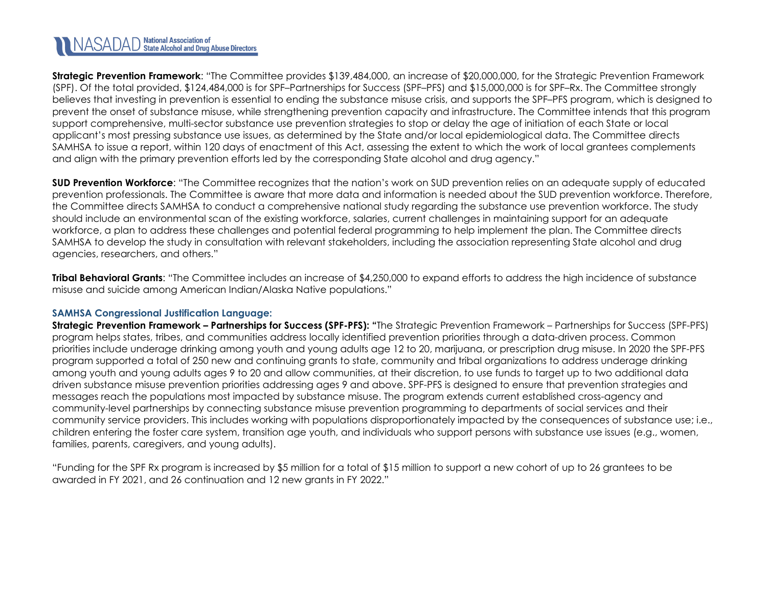**Strategic Prevention Framework**: "The Committee provides $139,484,000, an increase of $20,000,000, for the Strategic Prevention Framework (SPF). Of the total provided, $124,484,000 is for SPF–Partnerships for Success (SPF–PFS) and $15,000,000 is for SPF–Rx. The Committee strongly believes that investing in prevention is essential to ending the substance misuse crisis, and supports the SPF–PFS program, which is designed to prevent the onset of substance misuse, while strengthening prevention capacity and infrastructure. The Committee intends that this program support comprehensive, multi-sector substance use prevention strategies to stop or delay the age of initiation of each State or local applicant's most pressing substance use issues, as determined by the State and/or local epidemiological data. The Committee directs SAMHSA to issue a report, within 120 days of enactment of this Act, assessing the extent to which the work of local grantees complements and align with the primary prevention efforts led by the corresponding State alcohol and drug agency."

**SUD Prevention Workforce**: "The Committee recognizes that the nation's work on SUD prevention relies on an adequate supply of educated prevention professionals. The Committee is aware that more data and information is needed about the SUD prevention workforce. Therefore, the Committee directs SAMHSA to conduct a comprehensive national study regarding the substance use prevention workforce. The study should include an environmental scan of the existing workforce, salaries, current challenges in maintaining support for an adequate workforce, a plan to address these challenges and potential federal programming to help implement the plan. The Committee directs SAMHSA to develop the study in consultation with relevant stakeholders, including the association representing State alcohol and drug agencies, researchers, and others."

**Tribal Behavioral Grants**: "The Committee includes an increase of $4,250,000 to expand efforts to address the high incidence of substance misuse and suicide among American Indian/Alaska Native populations."

### SAMHSA Congressional Justification Language:

**Strategic Prevention Framework – Partnerships for Success (SPF-PFS): "**The Strategic Prevention Framework – Partnerships for Success (SPF-PFS) program helps states, tribes, and communities address locally identified prevention priorities through a data-driven process. Common priorities include underage drinking among youth and young adults age 12 to 20, marijuana, or prescription drug misuse. In 2020 the SPF-PFS program supported a total of 250 new and continuing grants to state, community and tribal organizations to address underage drinking among youth and young adults ages 9 to 20 and allow communities, at their discretion, to use funds to target up to two additional data driven substance misuse prevention priorities addressing ages 9 and above. SPF-PFS is designed to ensure that prevention strategies and messages reach the populations most impacted by substance misuse. The program extends current established cross-agency and community-level partnerships by connecting substance misuse prevention programming to departments of social services and their community service providers. This includes working with populations disproportionately impacted by the consequences of substance use; i.e., children entering the foster care system, transition age youth, and individuals who support persons with substance use issues (e.g., women, families, parents, caregivers, and young adults).

"Funding for the SPF Rx program is increased by $5 million for a total of $15 million to support a new cohort of up to 26 grantees to be awarded in FY 2021, and 26 continuation and 12 new grants in FY 2022."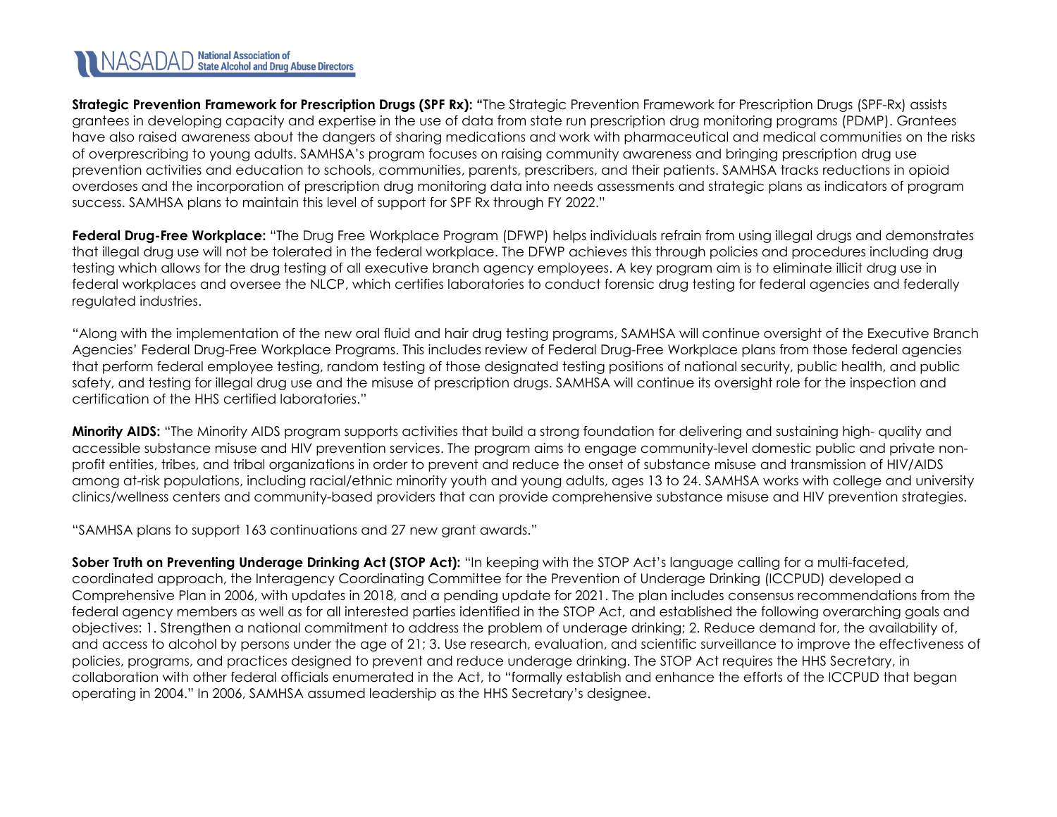**Strategic Prevention Framework for Prescription Drugs (SPF Rx):** "The Strategic Prevention Framework for Prescription Drugs (SPF-Rx) assists grantees in developing capacity and expertise in the use of data from state run prescription drug monitoring programs (PDMP). Grantees have also raised awareness about the dangers of sharing medications and work with pharmaceutical and medical communities on the risks of overprescribing to young adults. SAMHSA's program focuses on raising community awareness and bringing prescription drug use prevention activities and education to schools, communities, parents, prescribers, and their patients. SAMHSA tracks reductions in opioid overdoses and the incorporation of prescription drug monitoring data into needs assessments and strategic plans as indicators of program success. SAMHSA plans to maintain this level of support for SPF Rx through FY 2022."

**Federal Drug-Free Workplace:** "The Drug Free Workplace Program (DFWP) helps individuals refrain from using illegal drugs and demonstrates that illegal drug use will not be tolerated in the federal workplace. The DFWP achieves this through policies and procedures including drug testing which allows for the drug testing of all executive branch agency employees. A key program aim is to eliminate illicit drug use in federal workplaces and oversee the NLCP, which certifies laboratories to conduct forensic drug testing for federal agencies and federally regulated industries.

"Along with the implementation of the new oral fluid and hair drug testing programs, SAMHSA will continue oversight of the Executive Branch Agencies' Federal Drug-Free Workplace Programs. This includes review of Federal Drug-Free Workplace plans from those federal agencies that perform federal employee testing, random testing of those designated testing positions of national security, public health, and public safety, and testing for illegal drug use and the misuse of prescription drugs. SAMHSA will continue its oversight role for the inspection and certification of the HHS certified laboratories."

**Minority AIDS:** "The Minority AIDS program supports activities that build a strong foundation for delivering and sustaining high- quality and accessible substance misuse and HIV prevention services. The program aims to engage community-level domestic public and private non-profit entities, tribes, and tribal organizations in order to prevent and reduce the onset of substance misuse and transmission of HIV/AIDS among at-risk populations, including racial/ethnic minority youth and young adults, ages 13 to 24. SAMHSA works with college and university clinics/wellness centers and community-based providers that can provide comprehensive substance misuse and HIV prevention strategies.

"SAMHSA plans to support 163 continuations and 27 new grant awards."

**Sober Truth on Preventing Underage Drinking Act (STOP Act):** "In keeping with the STOP Act's language calling for a multi-faceted, coordinated approach, the Interagency Coordinating Committee for the Prevention of Underage Drinking (ICCPUD) developed a Comprehensive Plan in 2006, with updates in 2018, and a pending update for 2021. The plan includes consensus recommendations from the federal agency members as well as for all interested parties identified in the STOP Act, and established the following overarching goals and objectives: 1. Strengthen a national commitment to address the problem of underage drinking; 2. Reduce demand for, the availability of, and access to alcohol by persons under the age of 21; 3. Use research, evaluation, and scientific surveillance to improve the effectiveness of policies, programs, and practices designed to prevent and reduce underage drinking. The STOP Act requires the HHS Secretary, in collaboration with other federal officials enumerated in the Act, to "formally establish and enhance the efforts of the ICCPUD that began operating in 2004." In 2006, SAMHSA assumed leadership as the HHS Secretary's designee.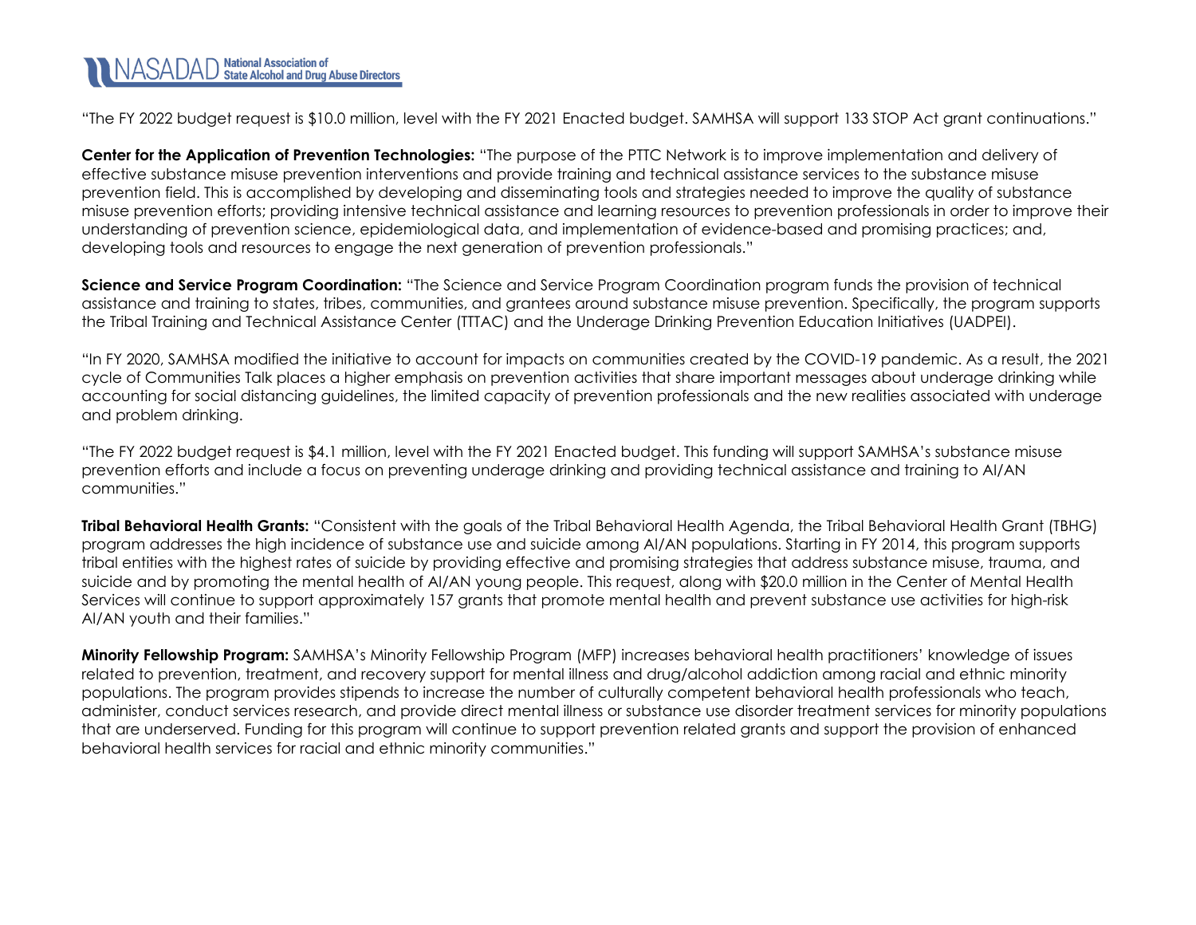"The FY 2022 budget request is $10.0 million, level with the FY 2021 Enacted budget. SAMHSA will support 133 STOP Act grant continuations."

**Center for the Application of Prevention Technologies:** "The purpose of the PTTC Network is to improve implementation and delivery of effective substance misuse prevention interventions and provide training and technical assistance services to the substance misuse prevention field. This is accomplished by developing and disseminating tools and strategies needed to improve the quality of substance misuse prevention efforts; providing intensive technical assistance and learning resources to prevention professionals in order to improve their understanding of prevention science, epidemiological data, and implementation of evidence-based and promising practices; and, developing tools and resources to engage the next generation of prevention professionals."

**Science and Service Program Coordination:** "The Science and Service Program Coordination program funds the provision of technical assistance and training to states, tribes, communities, and grantees around substance misuse prevention. Specifically, the program supports the Tribal Training and Technical Assistance Center (TTTAC) and the Underage Drinking Prevention Education Initiatives (UADPEI).

"In FY 2020, SAMHSA modified the initiative to account for impacts on communities created by the COVID-19 pandemic. As a result, the 2021 cycle of Communities Talk places a higher emphasis on prevention activities that share important messages about underage drinking while accounting for social distancing guidelines, the limited capacity of prevention professionals and the new realities associated with underage and problem drinking.

"The FY 2022 budget request is $4.1 million, level with the FY 2021 Enacted budget. This funding will support SAMHSA's substance misuse prevention efforts and include a focus on preventing underage drinking and providing technical assistance and training to AI/AN communities."

**Tribal Behavioral Health Grants:** "Consistent with the goals of the Tribal Behavioral Health Agenda, the Tribal Behavioral Health Grant (TBHG) program addresses the high incidence of substance use and suicide among AI/AN populations. Starting in FY 2014, this program supports tribal entities with the highest rates of suicide by providing effective and promising strategies that address substance misuse, trauma, and suicide and by promoting the mental health of AI/AN young people. This request, along with $20.0 million in the Center of Mental Health Services will continue to support approximately 157 grants that promote mental health and prevent substance use activities for high-risk AI/AN youth and their families."

**Minority Fellowship Program:** SAMHSA's Minority Fellowship Program (MFP) increases behavioral health practitioners' knowledge of issues related to prevention, treatment, and recovery support for mental illness and drug/alcohol addiction among racial and ethnic minority populations. The program provides stipends to increase the number of culturally competent behavioral health professionals who teach, administer, conduct services research, and provide direct mental illness or substance use disorder treatment services for minority populations that are underserved. Funding for this program will continue to support prevention related grants and support the provision of enhanced behavioral health services for racial and ethnic minority communities."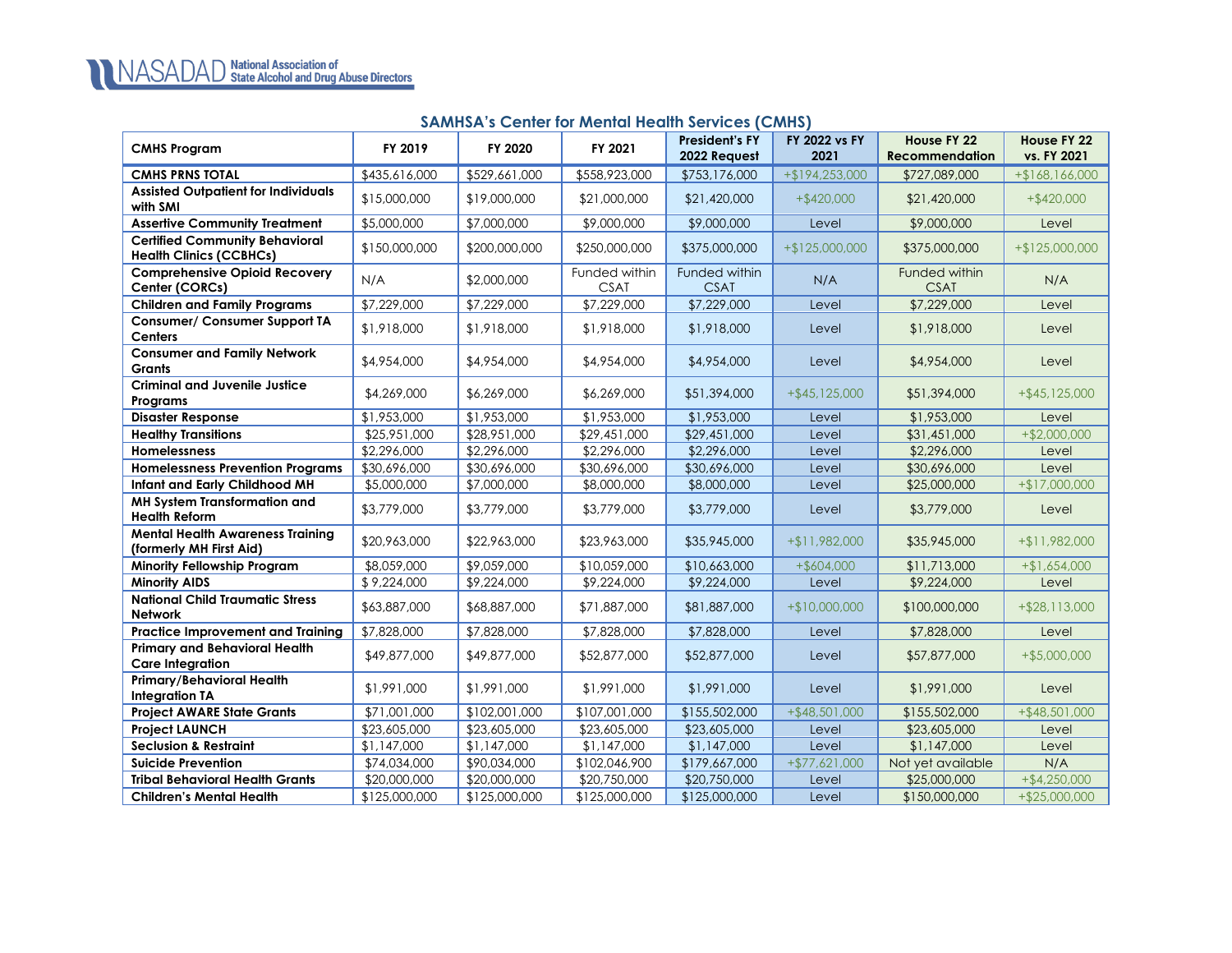## SAMHSA's Center for Mental Health Services (CMHS)

| CMHS Program | FY 2019 | FY 2020 | FY 2021 | President's FY 2022 Request | FY 2022 vs FY 2021 | House FY 22 Recommendation | House FY 22 vs. FY 2021 |
|---|---|---|---|---|---|---|---|
| **CMHS PRNS TOTAL** | $435,616,000 | $529,661,000 | $558,923,000 | $753,176,000 | +$194,253,000 | $727,089,000 | +$168,166,000 |
| **Assisted Outpatient for Individuals with SMI** | $15,000,000 | $19,000,000 | $21,000,000 | $21,420,000 | +$420,000 | $21,420,000 | +$420,000 |
| **Assertive Community Treatment** | $5,000,000 | $7,000,000 | $9,000,000 | $9,000,000 | Level | $9,000,000 | Level |
| **Certified Community Behavioral Health Clinics (CCBHCs)** | $150,000,000 | $200,000,000 | $250,000,000 | $375,000,000 | +$125,000,000 | $375,000,000 | +$125,000,000 |
| **Comprehensive Opioid Recovery Center (CORCs)** | N/A | $2,000,000 | Funded within CSAT | Funded within CSAT | N/A | Funded within CSAT | N/A |
| **Children and Family Programs** | $7,229,000 | $7,229,000 | $7,229,000 | $7,229,000 | Level | $7,229,000 | Level |
| **Consumer/ Consumer Support TA Centers** | $1,918,000 | $1,918,000 | $1,918,000 | $1,918,000 | Level | $1,918,000 | Level |
| **Consumer and Family Network Grants** | $4,954,000 | $4,954,000 | $4,954,000 | $4,954,000 | Level | $4,954,000 | Level |
| **Criminal and Juvenile Justice Programs** | $4,269,000 | $6,269,000 | $6,269,000 | $51,394,000 | +$45,125,000 | $51,394,000 | +$45,125,000 |
| **Disaster Response** | $1,953,000 | $1,953,000 | $1,953,000 | $1,953,000 | Level | $1,953,000 | Level |
| **Healthy Transitions** | $25,951,000 | $28,951,000 | $29,451,000 | $29,451,000 | Level | $31,451,000 | +$2,000,000 |
| **Homelessness** | $2,296,000 | $2,296,000 | $2,296,000 | $2,296,000 | Level | $2,296,000 | Level |
| **Homelessness Prevention Programs** | $30,696,000 | $30,696,000 | $30,696,000 | $30,696,000 | Level | $30,696,000 | Level |
| **Infant and Early Childhood MH** | $5,000,000 | $7,000,000 | $8,000,000 | $8,000,000 | Level | $25,000,000 | +$17,000,000 |
| **MH System Transformation and Health Reform** | $3,779,000 | $3,779,000 | $3,779,000 | $3,779,000 | Level | $3,779,000 | Level |
| **Mental Health Awareness Training (formerly MH First Aid)** | $20,963,000 | $22,963,000 | $23,963,000 | $35,945,000 | +$11,982,000 | $35,945,000 | +$11,982,000 |
| **Minority Fellowship Program** | $8,059,000 | $9,059,000 | $10,059,000 | $10,663,000 | +$604,000 | $11,713,000 | +$1,654,000 |
| **Minority AIDS** | $ 9,224,000 | $9,224,000 | $9,224,000 | $9,224,000 | Level | $9,224,000 | Level |
| **National Child Traumatic Stress Network** | $63,887,000 | $68,887,000 | $71,887,000 | $81,887,000 | +$10,000,000 | $100,000,000 | +$28,113,000 |
| **Practice Improvement and Training** | $7,828,000 | $7,828,000 | $7,828,000 | $7,828,000 | Level | $7,828,000 | Level |
| **Primary and Behavioral Health Care Integration** | $49,877,000 | $49,877,000 | $52,877,000 | $52,877,000 | Level | $57,877,000 | +$5,000,000 |
| **Primary/Behavioral Health Integration TA** | $1,991,000 | $1,991,000 | $1,991,000 | $1,991,000 | Level | $1,991,000 | Level |
| **Project AWARE State Grants** | $71,001,000 | $102,001,000 | $107,001,000 | $155,502,000 | +$48,501,000 | $155,502,000 | +$48,501,000 |
| **Project LAUNCH** | $23,605,000 | $23,605,000 | $23,605,000 | $23,605,000 | Level | $23,605,000 | Level |
| **Seclusion & Restraint** | $1,147,000 | $1,147,000 | $1,147,000 | $1,147,000 | Level | $1,147,000 | Level |
| **Suicide Prevention** | $74,034,000 | $90,034,000 | $102,046,900 | $179,667,000 | +$77,621,000 | Not yet available | N/A |
| **Tribal Behavioral Health Grants** | $20,000,000 | $20,000,000 | $20,750,000 | $20,750,000 | Level | $25,000,000 | +$4,250,000 |
| **Children's Mental Health** | $125,000,000 | $125,000,000 | $125,000,000 | $125,000,000 | Level | $150,000,000 | +$25,000,000 |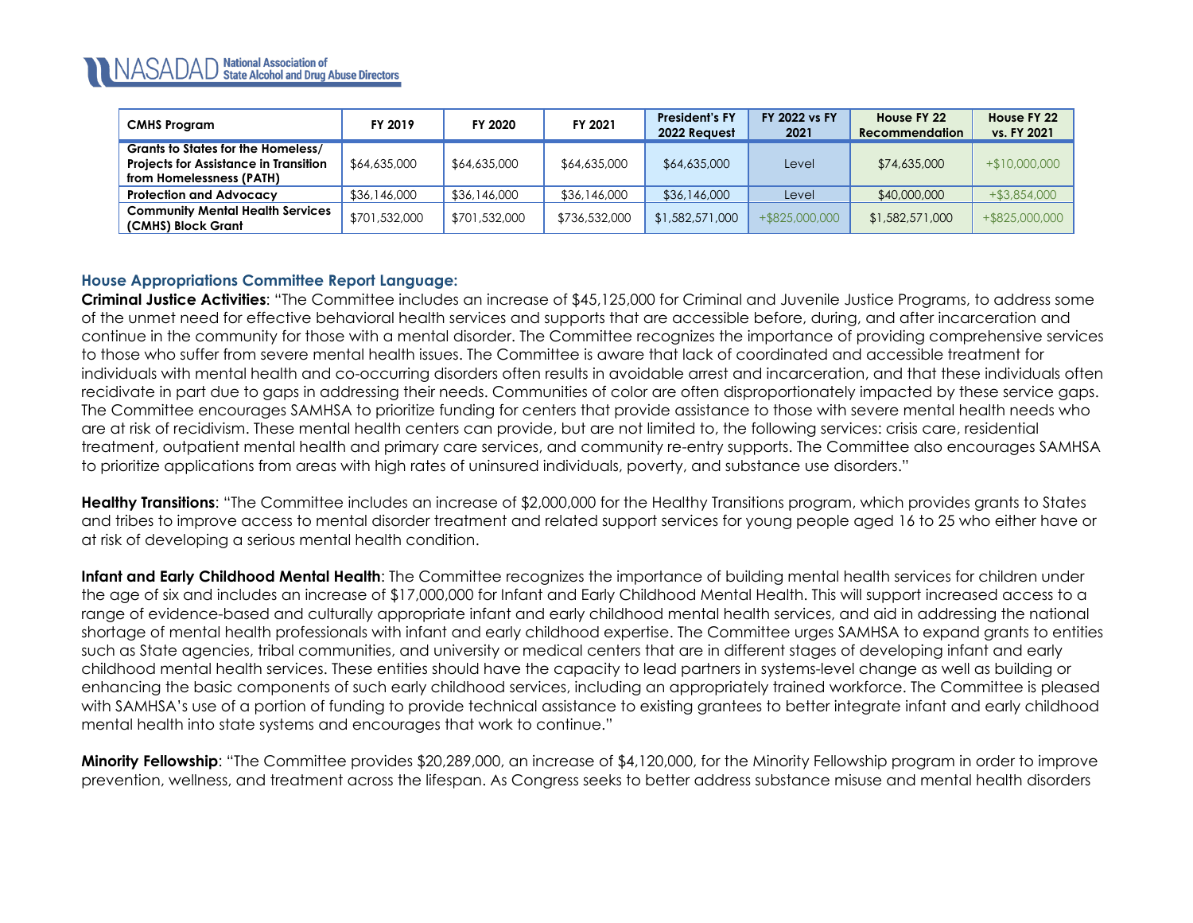| CMHS Program | FY 2019 | FY 2020 | FY 2021 | President's FY 2022 Request | FY 2022 vs FY 2021 | House FY 22 Recommendation | House FY 22 vs. FY 2021 |
|---|---|---|---|---|---|---|---|
| Grants to States for the Homeless/ Projects for Assistance in Transition from Homelessness (PATH) | $64,635,000 | $64,635,000 | $64,635,000 | $64,635,000 | Level | $74,635,000 | +$10,000,000 |
| Protection and Advocacy | $36,146,000 | $36,146,000 | $36,146,000 | $36,146,000 | Level | $40,000,000 | +$3,854,000 |
| Community Mental Health Services (CMHS) Block Grant | $701,532,000 | $701,532,000 | $736,532,000 | $1,582,571,000 | +$825,000,000 | $1,582,571,000 | +$825,000,000 |

### House Appropriations Committee Report Language:

**Criminal Justice Activities**: "The Committee includes an increase of $45,125,000 for Criminal and Juvenile Justice Programs, to address some of the unmet need for effective behavioral health services and supports that are accessible before, during, and after incarceration and continue in the community for those with a mental disorder. The Committee recognizes the importance of providing comprehensive services to those who suffer from severe mental health issues. The Committee is aware that lack of coordinated and accessible treatment for individuals with mental health and co-occurring disorders often results in avoidable arrest and incarceration, and that these individuals often recidivate in part due to gaps in addressing their needs. Communities of color are often disproportionately impacted by these service gaps. The Committee encourages SAMHSA to prioritize funding for centers that provide assistance to those with severe mental health needs who are at risk of recidivism. These mental health centers can provide, but are not limited to, the following services: crisis care, residential treatment, outpatient mental health and primary care services, and community re-entry supports. The Committee also encourages SAMHSA to prioritize applications from areas with high rates of uninsured individuals, poverty, and substance use disorders."

**Healthy Transitions**: "The Committee includes an increase of $2,000,000 for the Healthy Transitions program, which provides grants to States and tribes to improve access to mental disorder treatment and related support services for young people aged 16 to 25 who either have or at risk of developing a serious mental health condition.

**Infant and Early Childhood Mental Health**: The Committee recognizes the importance of building mental health services for children under the age of six and includes an increase of $17,000,000 for Infant and Early Childhood Mental Health. This will support increased access to a range of evidence-based and culturally appropriate infant and early childhood mental health services, and aid in addressing the national shortage of mental health professionals with infant and early childhood expertise. The Committee urges SAMHSA to expand grants to entities such as State agencies, tribal communities, and university or medical centers that are in different stages of developing infant and early childhood mental health services. These entities should have the capacity to lead partners in systems-level change as well as building or enhancing the basic components of such early childhood services, including an appropriately trained workforce. The Committee is pleased with SAMHSA's use of a portion of funding to provide technical assistance to existing grantees to better integrate infant and early childhood mental health into state systems and encourages that work to continue."

**Minority Fellowship**: "The Committee provides $20,289,000, an increase of $4,120,000, for the Minority Fellowship program in order to improve prevention, wellness, and treatment across the lifespan. As Congress seeks to better address substance misuse and mental health disorders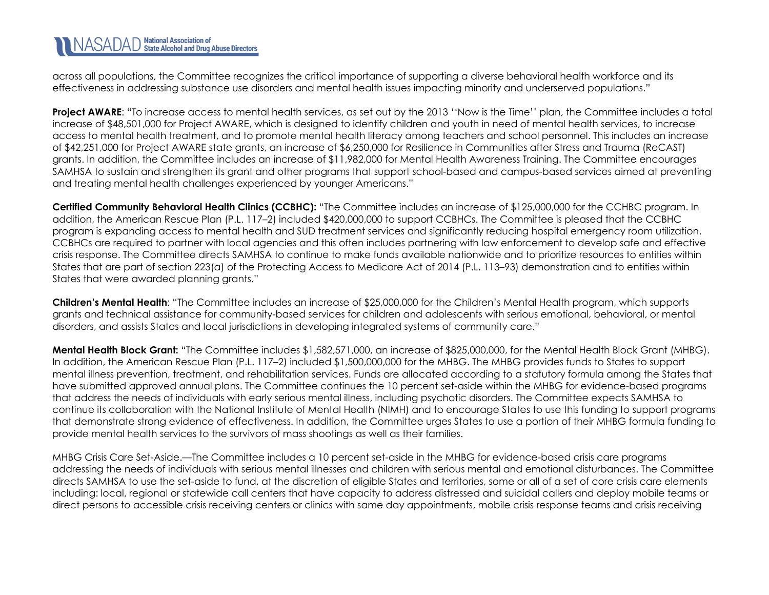across all populations, the Committee recognizes the critical importance of supporting a diverse behavioral health workforce and its effectiveness in addressing substance use disorders and mental health issues impacting minority and underserved populations."

**Project AWARE**: "To increase access to mental health services, as set out by the 2013 ''Now is the Time'' plan, the Committee includes a total increase of $48,501,000 for Project AWARE, which is designed to identify children and youth in need of mental health services, to increase access to mental health treatment, and to promote mental health literacy among teachers and school personnel. This includes an increase of $42,251,000 for Project AWARE state grants, an increase of $6,250,000 for Resilience in Communities after Stress and Trauma (ReCAST) grants. In addition, the Committee includes an increase of $11,982,000 for Mental Health Awareness Training. The Committee encourages SAMHSA to sustain and strengthen its grant and other programs that support school-based and campus-based services aimed at preventing and treating mental health challenges experienced by younger Americans."

**Certified Community Behavioral Health Clinics (CCBHC):** "The Committee includes an increase of $125,000,000 for the CCHBC program. In addition, the American Rescue Plan (P.L. 117–2) included $420,000,000 to support CCBHCs. The Committee is pleased that the CCBHC program is expanding access to mental health and SUD treatment services and significantly reducing hospital emergency room utilization. CCBHCs are required to partner with local agencies and this often includes partnering with law enforcement to develop safe and effective crisis response. The Committee directs SAMHSA to continue to make funds available nationwide and to prioritize resources to entities within States that are part of section 223(a) of the Protecting Access to Medicare Act of 2014 (P.L. 113–93) demonstration and to entities within States that were awarded planning grants."

**Children's Mental Health**: "The Committee includes an increase of $25,000,000 for the Children's Mental Health program, which supports grants and technical assistance for community-based services for children and adolescents with serious emotional, behavioral, or mental disorders, and assists States and local jurisdictions in developing integrated systems of community care."

**Mental Health Block Grant:** "The Committee includes $1,582,571,000, an increase of $825,000,000, for the Mental Health Block Grant (MHBG). In addition, the American Rescue Plan (P.L. 117–2) included $1,500,000,000 for the MHBG. The MHBG provides funds to States to support mental illness prevention, treatment, and rehabilitation services. Funds are allocated according to a statutory formula among the States that have submitted approved annual plans. The Committee continues the 10 percent set-aside within the MHBG for evidence-based programs that address the needs of individuals with early serious mental illness, including psychotic disorders. The Committee expects SAMHSA to continue its collaboration with the National Institute of Mental Health (NIMH) and to encourage States to use this funding to support programs that demonstrate strong evidence of effectiveness. In addition, the Committee urges States to use a portion of their MHBG formula funding to provide mental health services to the survivors of mass shootings as well as their families.

MHBG Crisis Care Set-Aside.—The Committee includes a 10 percent set-aside in the MHBG for evidence-based crisis care programs addressing the needs of individuals with serious mental illnesses and children with serious mental and emotional disturbances. The Committee directs SAMHSA to use the set-aside to fund, at the discretion of eligible States and territories, some or all of a set of core crisis care elements including: local, regional or statewide call centers that have capacity to address distressed and suicidal callers and deploy mobile teams or direct persons to accessible crisis receiving centers or clinics with same day appointments, mobile crisis response teams and crisis receiving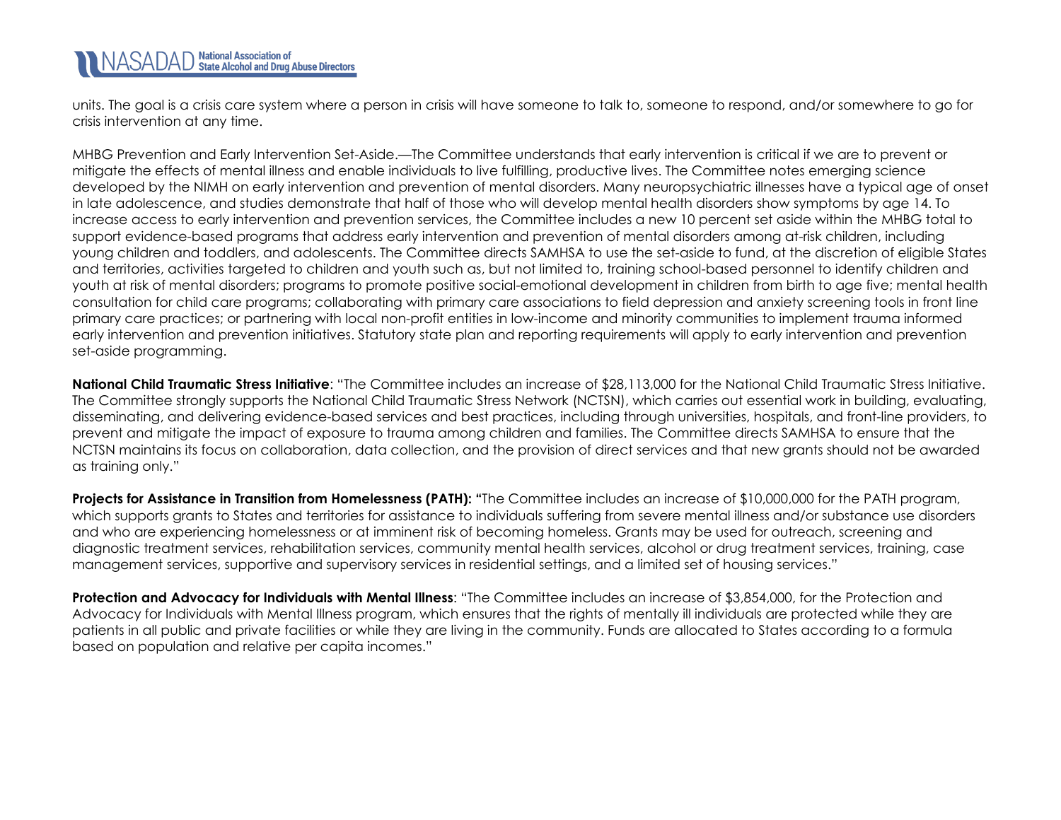units. The goal is a crisis care system where a person in crisis will have someone to talk to, someone to respond, and/or somewhere to go for crisis intervention at any time.

MHBG Prevention and Early Intervention Set-Aside.—The Committee understands that early intervention is critical if we are to prevent or mitigate the effects of mental illness and enable individuals to live fulfilling, productive lives. The Committee notes emerging science developed by the NIMH on early intervention and prevention of mental disorders. Many neuropsychiatric illnesses have a typical age of onset in late adolescence, and studies demonstrate that half of those who will develop mental health disorders show symptoms by age 14. To increase access to early intervention and prevention services, the Committee includes a new 10 percent set aside within the MHBG total to support evidence-based programs that address early intervention and prevention of mental disorders among at-risk children, including young children and toddlers, and adolescents. The Committee directs SAMHSA to use the set-aside to fund, at the discretion of eligible States and territories, activities targeted to children and youth such as, but not limited to, training school-based personnel to identify children and youth at risk of mental disorders; programs to promote positive social-emotional development in children from birth to age five; mental health consultation for child care programs; collaborating with primary care associations to field depression and anxiety screening tools in front line primary care practices; or partnering with local non-profit entities in low-income and minority communities to implement trauma informed early intervention and prevention initiatives. Statutory state plan and reporting requirements will apply to early intervention and prevention set-aside programming.

**National Child Traumatic Stress Initiative**: "The Committee includes an increase of $28,113,000 for the National Child Traumatic Stress Initiative. The Committee strongly supports the National Child Traumatic Stress Network (NCTSN), which carries out essential work in building, evaluating, disseminating, and delivering evidence-based services and best practices, including through universities, hospitals, and front-line providers, to prevent and mitigate the impact of exposure to trauma among children and families. The Committee directs SAMHSA to ensure that the NCTSN maintains its focus on collaboration, data collection, and the provision of direct services and that new grants should not be awarded as training only."

**Projects for Assistance in Transition from Homelessness (PATH): "**The Committee includes an increase of $10,000,000 for the PATH program, which supports grants to States and territories for assistance to individuals suffering from severe mental illness and/or substance use disorders and who are experiencing homelessness or at imminent risk of becoming homeless. Grants may be used for outreach, screening and diagnostic treatment services, rehabilitation services, community mental health services, alcohol or drug treatment services, training, case management services, supportive and supervisory services in residential settings, and a limited set of housing services."

**Protection and Advocacy for Individuals with Mental Illness**: "The Committee includes an increase of $3,854,000, for the Protection and Advocacy for Individuals with Mental Illness program, which ensures that the rights of mentally ill individuals are protected while they are patients in all public and private facilities or while they are living in the community. Funds are allocated to States according to a formula based on population and relative per capita incomes."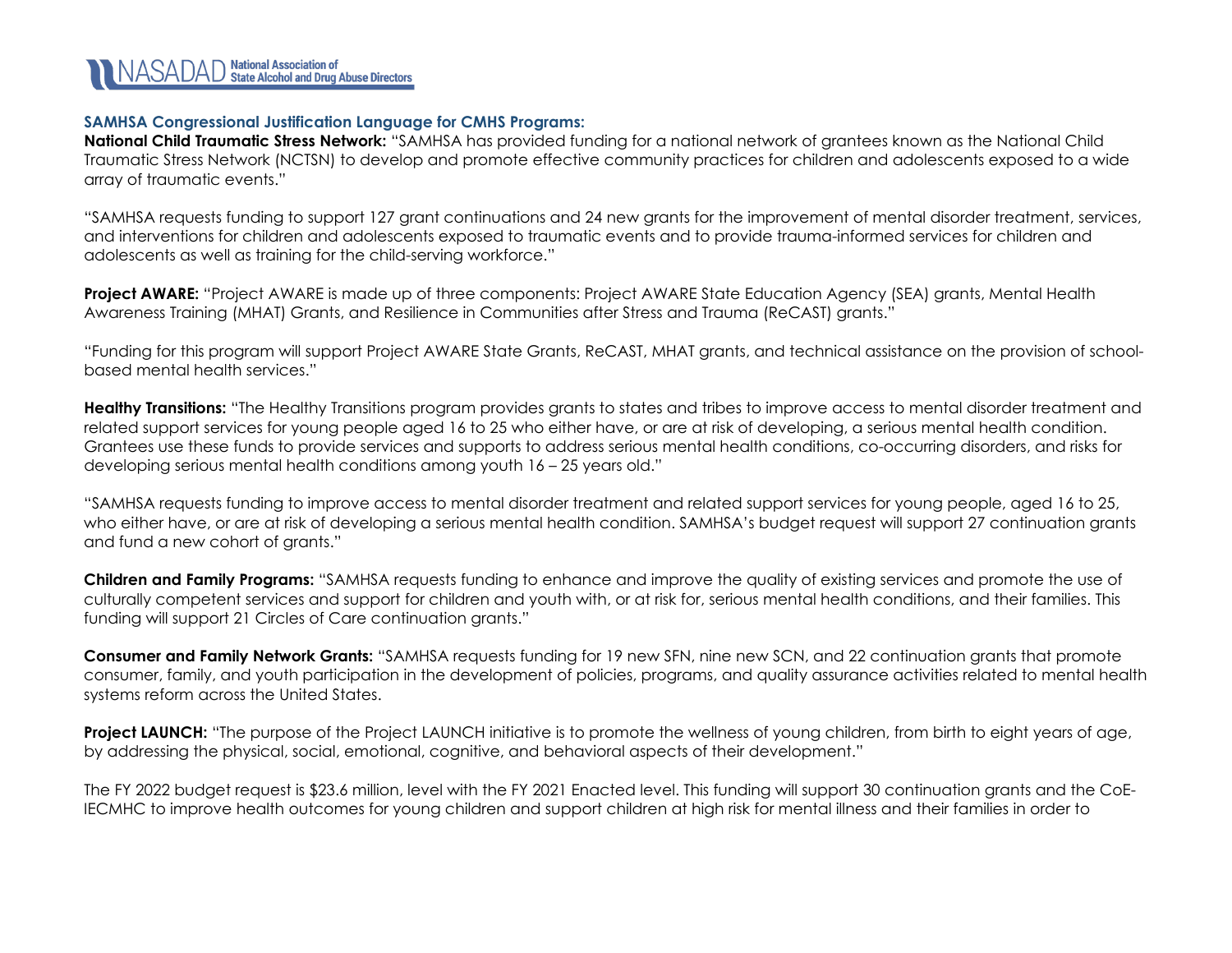### SAMHSA Congressional Justification Language for CMHS Programs:

**National Child Traumatic Stress Network:** "SAMHSA has provided funding for a national network of grantees known as the National Child Traumatic Stress Network (NCTSN) to develop and promote effective community practices for children and adolescents exposed to a wide array of traumatic events."

"SAMHSA requests funding to support 127 grant continuations and 24 new grants for the improvement of mental disorder treatment, services, and interventions for children and adolescents exposed to traumatic events and to provide trauma-informed services for children and adolescents as well as training for the child-serving workforce."

**Project AWARE:** "Project AWARE is made up of three components: Project AWARE State Education Agency (SEA) grants, Mental Health Awareness Training (MHAT) Grants, and Resilience in Communities after Stress and Trauma (ReCAST) grants."

"Funding for this program will support Project AWARE State Grants, ReCAST, MHAT grants, and technical assistance on the provision of school-based mental health services."

**Healthy Transitions:** "The Healthy Transitions program provides grants to states and tribes to improve access to mental disorder treatment and related support services for young people aged 16 to 25 who either have, or are at risk of developing, a serious mental health condition. Grantees use these funds to provide services and supports to address serious mental health conditions, co-occurring disorders, and risks for developing serious mental health conditions among youth 16 – 25 years old."

"SAMHSA requests funding to improve access to mental disorder treatment and related support services for young people, aged 16 to 25, who either have, or are at risk of developing a serious mental health condition. SAMHSA's budget request will support 27 continuation grants and fund a new cohort of grants."

**Children and Family Programs:** "SAMHSA requests funding to enhance and improve the quality of existing services and promote the use of culturally competent services and support for children and youth with, or at risk for, serious mental health conditions, and their families. This funding will support 21 Circles of Care continuation grants."

**Consumer and Family Network Grants:** "SAMHSA requests funding for 19 new SFN, nine new SCN, and 22 continuation grants that promote consumer, family, and youth participation in the development of policies, programs, and quality assurance activities related to mental health systems reform across the United States.

**Project LAUNCH:** "The purpose of the Project LAUNCH initiative is to promote the wellness of young children, from birth to eight years of age, by addressing the physical, social, emotional, cognitive, and behavioral aspects of their development."

The FY 2022 budget request is $23.6 million, level with the FY 2021 Enacted level. This funding will support 30 continuation grants and the CoE-IECMHC to improve health outcomes for young children and support children at high risk for mental illness and their families in order to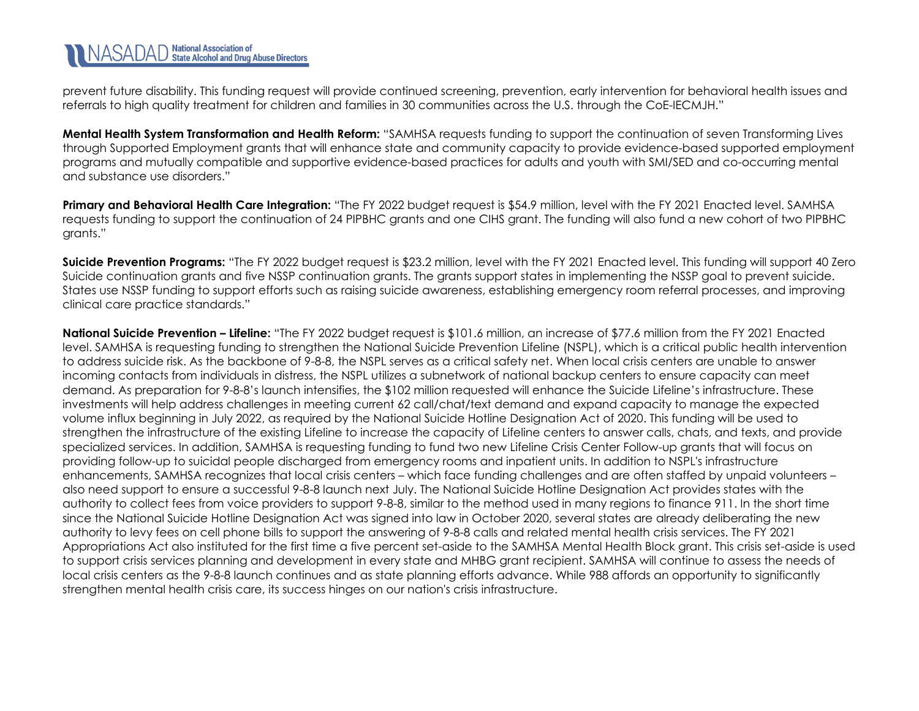prevent future disability. This funding request will provide continued screening, prevention, early intervention for behavioral health issues and referrals to high quality treatment for children and families in 30 communities across the U.S. through the CoE-IECMJH."

**Mental Health System Transformation and Health Reform:** "SAMHSA requests funding to support the continuation of seven Transforming Lives through Supported Employment grants that will enhance state and community capacity to provide evidence-based supported employment programs and mutually compatible and supportive evidence-based practices for adults and youth with SMI/SED and co-occurring mental and substance use disorders."

**Primary and Behavioral Health Care Integration:** "The FY 2022 budget request is $54.9 million, level with the FY 2021 Enacted level. SAMHSA requests funding to support the continuation of 24 PIPBHC grants and one CIHS grant. The funding will also fund a new cohort of two PIPBHC grants."

**Suicide Prevention Programs:** "The FY 2022 budget request is $23.2 million, level with the FY 2021 Enacted level. This funding will support 40 Zero Suicide continuation grants and five NSSP continuation grants. The grants support states in implementing the NSSP goal to prevent suicide. States use NSSP funding to support efforts such as raising suicide awareness, establishing emergency room referral processes, and improving clinical care practice standards."

**National Suicide Prevention – Lifeline:** "The FY 2022 budget request is $101.6 million, an increase of $77.6 million from the FY 2021 Enacted level. SAMHSA is requesting funding to strengthen the National Suicide Prevention Lifeline (NSPL), which is a critical public health intervention to address suicide risk. As the backbone of 9-8-8, the NSPL serves as a critical safety net. When local crisis centers are unable to answer incoming contacts from individuals in distress, the NSPL utilizes a subnetwork of national backup centers to ensure capacity can meet demand. As preparation for 9-8-8's launch intensifies, the $102 million requested will enhance the Suicide Lifeline's infrastructure. These investments will help address challenges in meeting current 62 call/chat/text demand and expand capacity to manage the expected volume influx beginning in July 2022, as required by the National Suicide Hotline Designation Act of 2020. This funding will be used to strengthen the infrastructure of the existing Lifeline to increase the capacity of Lifeline centers to answer calls, chats, and texts, and provide specialized services. In addition, SAMHSA is requesting funding to fund two new Lifeline Crisis Center Follow-up grants that will focus on providing follow-up to suicidal people discharged from emergency rooms and inpatient units. In addition to NSPL's infrastructure enhancements, SAMHSA recognizes that local crisis centers – which face funding challenges and are often staffed by unpaid volunteers – also need support to ensure a successful 9-8-8 launch next July. The National Suicide Hotline Designation Act provides states with the authority to collect fees from voice providers to support 9-8-8, similar to the method used in many regions to finance 911. In the short time since the National Suicide Hotline Designation Act was signed into law in October 2020, several states are already deliberating the new authority to levy fees on cell phone bills to support the answering of 9-8-8 calls and related mental health crisis services. The FY 2021 Appropriations Act also instituted for the first time a five percent set-aside to the SAMHSA Mental Health Block grant. This crisis set-aside is used to support crisis services planning and development in every state and MHBG grant recipient. SAMHSA will continue to assess the needs of local crisis centers as the 9-8-8 launch continues and as state planning efforts advance. While 988 affords an opportunity to significantly strengthen mental health crisis care, its success hinges on our nation's crisis infrastructure.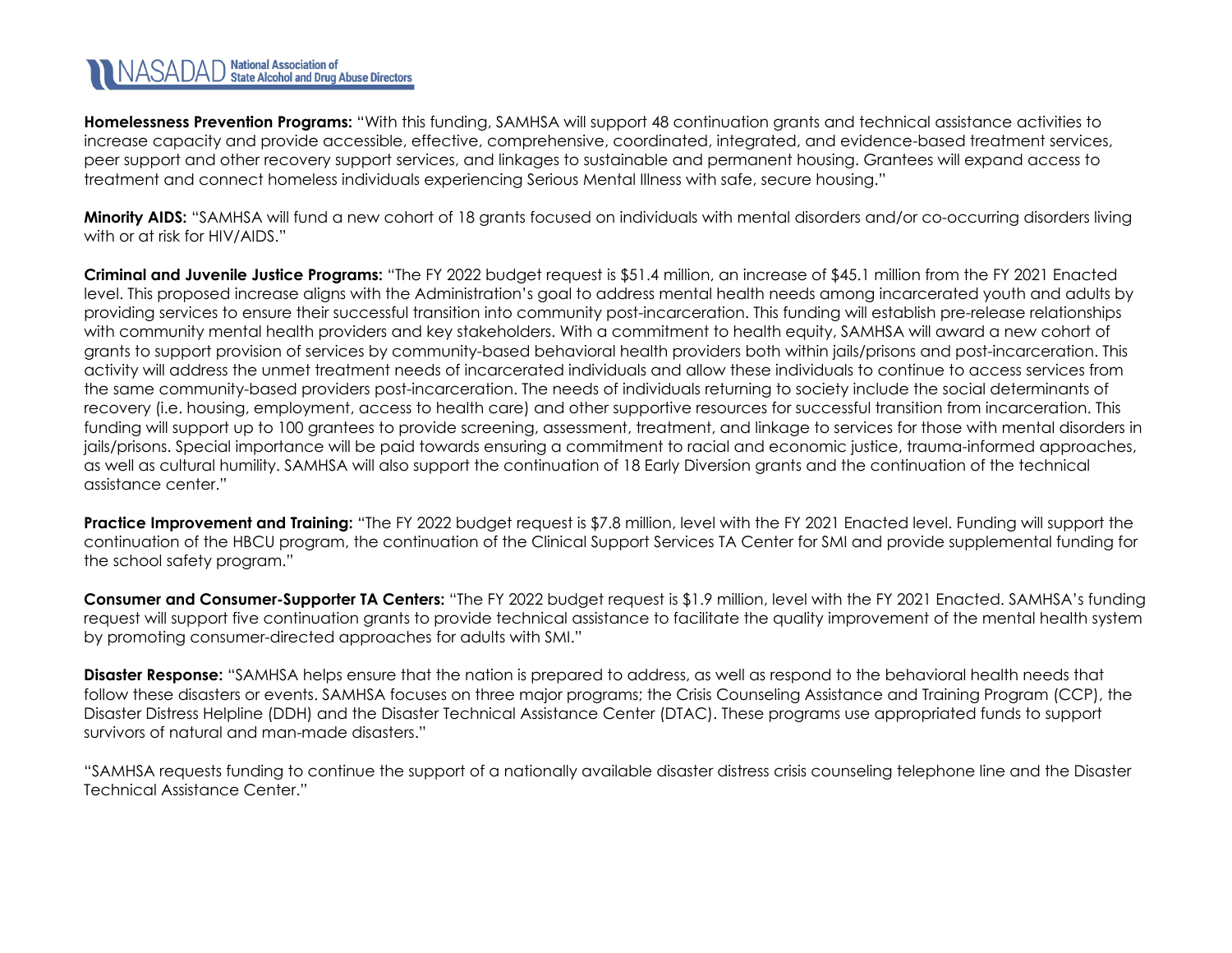**Homelessness Prevention Programs:** "With this funding, SAMHSA will support 48 continuation grants and technical assistance activities to increase capacity and provide accessible, effective, comprehensive, coordinated, integrated, and evidence-based treatment services, peer support and other recovery support services, and linkages to sustainable and permanent housing. Grantees will expand access to treatment and connect homeless individuals experiencing Serious Mental Illness with safe, secure housing."

**Minority AIDS:** "SAMHSA will fund a new cohort of 18 grants focused on individuals with mental disorders and/or co-occurring disorders living with or at risk for HIV/AIDS."

**Criminal and Juvenile Justice Programs:** "The FY 2022 budget request is $51.4 million, an increase of $45.1 million from the FY 2021 Enacted level. This proposed increase aligns with the Administration's goal to address mental health needs among incarcerated youth and adults by providing services to ensure their successful transition into community post-incarceration. This funding will establish pre-release relationships with community mental health providers and key stakeholders. With a commitment to health equity, SAMHSA will award a new cohort of grants to support provision of services by community-based behavioral health providers both within jails/prisons and post-incarceration. This activity will address the unmet treatment needs of incarcerated individuals and allow these individuals to continue to access services from the same community-based providers post-incarceration. The needs of individuals returning to society include the social determinants of recovery (i.e. housing, employment, access to health care) and other supportive resources for successful transition from incarceration. This funding will support up to 100 grantees to provide screening, assessment, treatment, and linkage to services for those with mental disorders in jails/prisons. Special importance will be paid towards ensuring a commitment to racial and economic justice, trauma-informed approaches, as well as cultural humility. SAMHSA will also support the continuation of 18 Early Diversion grants and the continuation of the technical assistance center."

**Practice Improvement and Training:** "The FY 2022 budget request is $7.8 million, level with the FY 2021 Enacted level. Funding will support the continuation of the HBCU program, the continuation of the Clinical Support Services TA Center for SMI and provide supplemental funding for the school safety program."

**Consumer and Consumer-Supporter TA Centers:** "The FY 2022 budget request is $1.9 million, level with the FY 2021 Enacted. SAMHSA's funding request will support five continuation grants to provide technical assistance to facilitate the quality improvement of the mental health system by promoting consumer-directed approaches for adults with SMI."

**Disaster Response:** "SAMHSA helps ensure that the nation is prepared to address, as well as respond to the behavioral health needs that follow these disasters or events. SAMHSA focuses on three major programs; the Crisis Counseling Assistance and Training Program (CCP), the Disaster Distress Helpline (DDH) and the Disaster Technical Assistance Center (DTAC). These programs use appropriated funds to support survivors of natural and man-made disasters."

"SAMHSA requests funding to continue the support of a nationally available disaster distress crisis counseling telephone line and the Disaster Technical Assistance Center."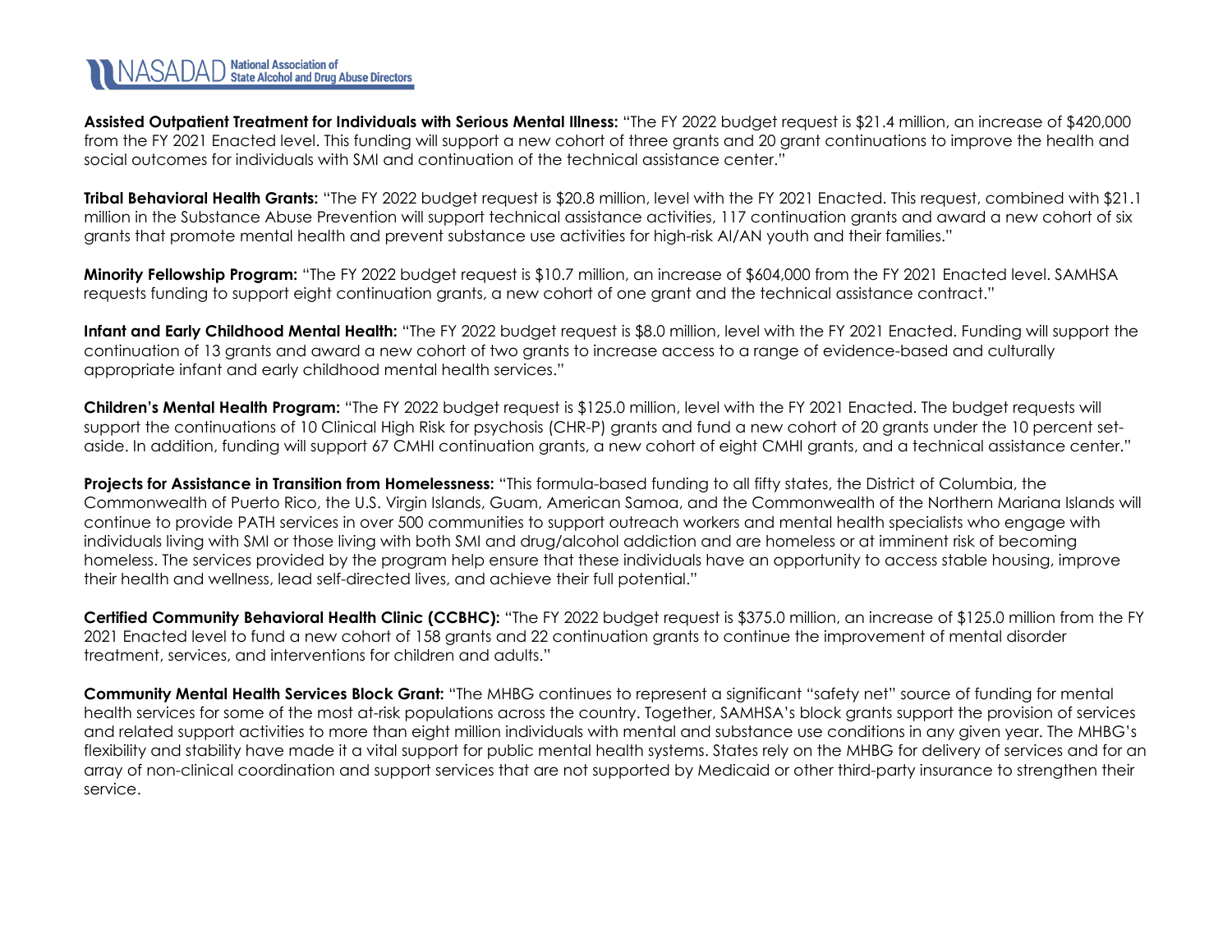**Assisted Outpatient Treatment for Individuals with Serious Mental Illness:** "The FY 2022 budget request is $21.4 million, an increase of $420,000 from the FY 2021 Enacted level. This funding will support a new cohort of three grants and 20 grant continuations to improve the health and social outcomes for individuals with SMI and continuation of the technical assistance center."

**Tribal Behavioral Health Grants:** "The FY 2022 budget request is $20.8 million, level with the FY 2021 Enacted. This request, combined with $21.1 million in the Substance Abuse Prevention will support technical assistance activities, 117 continuation grants and award a new cohort of six grants that promote mental health and prevent substance use activities for high-risk AI/AN youth and their families."

**Minority Fellowship Program:** "The FY 2022 budget request is $10.7 million, an increase of $604,000 from the FY 2021 Enacted level. SAMHSA requests funding to support eight continuation grants, a new cohort of one grant and the technical assistance contract."

**Infant and Early Childhood Mental Health:** "The FY 2022 budget request is $8.0 million, level with the FY 2021 Enacted. Funding will support the continuation of 13 grants and award a new cohort of two grants to increase access to a range of evidence-based and culturally appropriate infant and early childhood mental health services."

**Children's Mental Health Program:** "The FY 2022 budget request is $125.0 million, level with the FY 2021 Enacted. The budget requests will support the continuations of 10 Clinical High Risk for psychosis (CHR-P) grants and fund a new cohort of 20 grants under the 10 percent set-aside. In addition, funding will support 67 CMHI continuation grants, a new cohort of eight CMHI grants, and a technical assistance center."

**Projects for Assistance in Transition from Homelessness:** "This formula-based funding to all fifty states, the District of Columbia, the Commonwealth of Puerto Rico, the U.S. Virgin Islands, Guam, American Samoa, and the Commonwealth of the Northern Mariana Islands will continue to provide PATH services in over 500 communities to support outreach workers and mental health specialists who engage with individuals living with SMI or those living with both SMI and drug/alcohol addiction and are homeless or at imminent risk of becoming homeless. The services provided by the program help ensure that these individuals have an opportunity to access stable housing, improve their health and wellness, lead self-directed lives, and achieve their full potential."

**Certified Community Behavioral Health Clinic (CCBHC):** "The FY 2022 budget request is $375.0 million, an increase of $125.0 million from the FY 2021 Enacted level to fund a new cohort of 158 grants and 22 continuation grants to continue the improvement of mental disorder treatment, services, and interventions for children and adults."

**Community Mental Health Services Block Grant:** "The MHBG continues to represent a significant "safety net" source of funding for mental health services for some of the most at-risk populations across the country. Together, SAMHSA's block grants support the provision of services and related support activities to more than eight million individuals with mental and substance use conditions in any given year. The MHBG's flexibility and stability have made it a vital support for public mental health systems. States rely on the MHBG for delivery of services and for an array of non-clinical coordination and support services that are not supported by Medicaid or other third-party insurance to strengthen their service.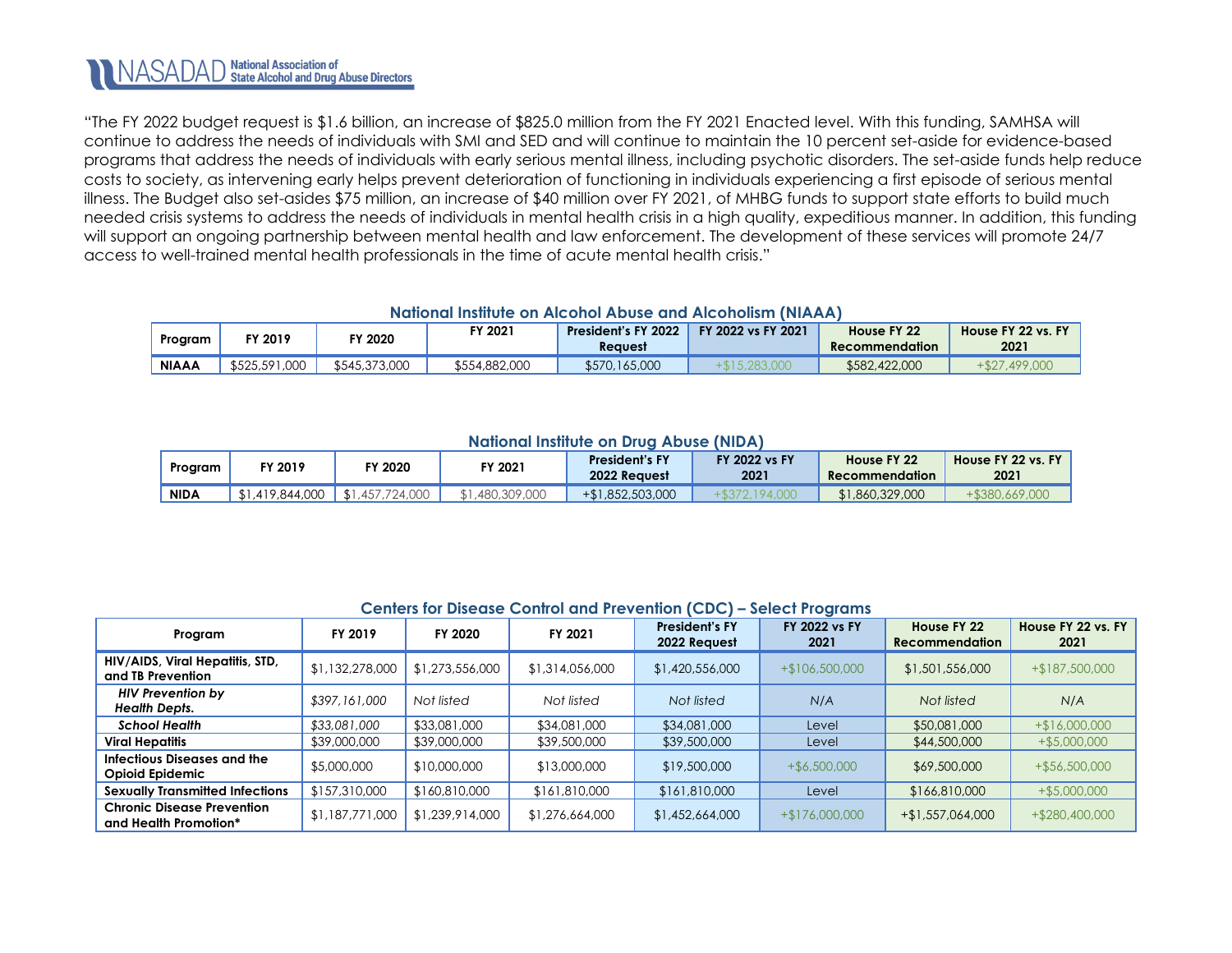"The FY 2022 budget request is $1.6 billion, an increase of $825.0 million from the FY 2021 Enacted level. With this funding, SAMHSA will continue to address the needs of individuals with SMI and SED and will continue to maintain the 10 percent set-aside for evidence-based programs that address the needs of individuals with early serious mental illness, including psychotic disorders. The set-aside funds help reduce costs to society, as intervening early helps prevent deterioration of functioning in individuals experiencing a first episode of serious mental illness. The Budget also set-asides $75 million, an increase of $40 million over FY 2021, of MHBG funds to support state efforts to build much needed crisis systems to address the needs of individuals in mental health crisis in a high quality, expeditious manner. In addition, this funding will support an ongoing partnership between mental health and law enforcement. The development of these services will promote 24/7 access to well-trained mental health professionals in the time of acute mental health crisis."

## National Institute on Alcohol Abuse and Alcoholism (NIAAA)

| Program | FY 2019 | FY 2020 | FY 2021 | President's FY 2022 Request | FY 2022 vs FY 2021 | House FY 22 Recommendation | House FY 22 vs. FY 2021 |
|---|---|---|---|---|---|---|---|
| **NIAAA** | $525,591,000 | $545,373,000 | $554,882,000 | $570,165,000 | +$15,283,000 | $582,422,000 | +$27,499,000 |

## National Institute on Drug Abuse (NIDA)

| Program | FY 2019 | FY 2020 | FY 2021 | President's FY 2022 Request | FY 2022 vs FY 2021 | House FY 22 Recommendation | House FY 22 vs. FY 2021 |
|---|---|---|---|---|---|---|---|
| **NIDA** | $1,419,844,000 | $1,457,724,000 | $1,480,309,000 | +$1,852,503,000 | +$372,194,000 | $1,860,329,000 | +$380,669,000 |

## Centers for Disease Control and Prevention (CDC) – Select Programs

| Program | FY 2019 | FY 2020 | FY 2021 | President's FY 2022 Request | FY 2022 vs FY 2021 | House FY 22 Recommendation | House FY 22 vs. FY 2021 |
|---|---|---|---|---|---|---|---|
| **HIV/AIDS, Viral Hepatitis, STD, and TB Prevention** | $1,132,278,000 | $1,273,556,000 | $1,314,056,000 | $1,420,556,000 | +$106,500,000 | $1,501,556,000 | +$187,500,000 |
| ***HIV Prevention by Health Depts.*** | *$397,161,000* | *Not listed* | *Not listed* | *Not listed* | *N/A* | *Not listed* | *N/A* |
| ***School Health*** | *$33,081,000* | $33,081,000 | $34,081,000 | $34,081,000 | Level | $50,081,000 | +$16,000,000 |
| **Viral Hepatitis** | $39,000,000 | $39,000,000 | $39,500,000 | $39,500,000 | Level | $44,500,000 | +$5,000,000 |
| **Infectious Diseases and the Opioid Epidemic** | $5,000,000 | $10,000,000 | $13,000,000 | $19,500,000 | +$6,500,000 | $69,500,000 | +$56,500,000 |
| **Sexually Transmitted Infections** | $157,310,000 | $160,810,000 | $161,810,000 | $161,810,000 | Level | $166,810,000 | +$5,000,000 |
| **Chronic Disease Prevention and Health Promotion*** | $1,187,771,000 | $1,239,914,000 | $1,276,664,000 | $1,452,664,000 | +$176,000,000 | +$1,557,064,000 | +$280,400,000 |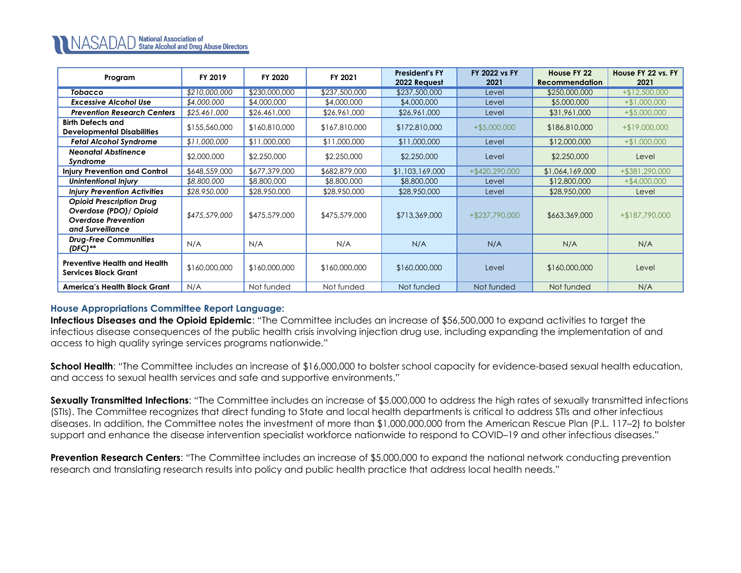| Program | FY 2019 | FY 2020 | FY 2021 | President's FY 2022 Request | FY 2022 vs FY 2021 | House FY 22 Recommendation | House FY 22 vs. FY 2021 |
|---|---|---|---|---|---|---|---|
| ***Tobacco*** | *$210,000,000* | $230,000,000 | $237,500,000 | $237,500,000 | Level | $250,000,000 | +$12,500,000 |
| ***Excessive Alcohol Use*** | *$4,000,000* | $4,000,000 | $4,000,000 | $4,000,000 | Level | $5,000,000 | +$1,000,000 |
| ***Prevention Research Centers*** | *$25,461,000* | $26,461,000 | $26,961,000 | $26,961,000 | Level | $31,961,000 | +$5,000,000 |
| **Birth Defects and Developmental Disabilities** | $155,560,000 | $160,810,000 | $167,810,000 | $172,810,000 | +$5,000,000 | $186,810,000 | +$19,000,000 |
| ***Fetal Alcohol Syndrome*** | *$11,000,000* | $11,000,000 | $11,000,000 | $11,000,000 | Level | $12,000,000 | +$1,000,000 |
| ***Neonatal Abstinence Syndrome*** | $2,000,000 | $2,250,000 | $2,250,000 | $2,250,000 | Level | $2,250,000 | Level |
| **Injury Prevention and Control** | $648,559,000 | $677,379,000 | $682,879,000 | $1,103,169,000 | +$420,290,000 | $1,064,169,000 | +$381,290,000 |
| ***Unintentional Injury*** | *$8,800,000* | $8,800,000 | $8,800,000 | $8,800,000 | Level | $12,800,000 | +$4,000,000 |
| ***Injury Prevention Activities*** | *$28,950,000* | $28,950,000 | $28,950,000 | $28,950,000 | Level | $28,950,000 | Level |
| ***Opioid Prescription Drug Overdose (PDO)/ Opioid Overdose Prevention and Surveillance*** | *$475,579,000* | $475,579,000 | $475,579,000 | $713,369,000 | +$237,790,000 | $663,369,000 | +$187,790,000 |
| ***Drug-Free Communities (DFC)\*\**** | N/A | N/A | N/A | N/A | N/A | N/A | N/A |
| **Preventive Health and Health Services Block Grant** | $160,000,000 | $160,000,000 | $160,000,000 | $160,000,000 | Level | $160,000,000 | Level |
| **America's Health Block Grant** | N/A | Not funded | Not funded | Not funded | Not funded | Not funded | N/A |

### House Appropriations Committee Report Language:

**Infectious Diseases and the Opioid Epidemic**: "The Committee includes an increase of $56,500,000 to expand activities to target the infectious disease consequences of the public health crisis involving injection drug use, including expanding the implementation of and access to high quality syringe services programs nationwide."

**School Health**: "The Committee includes an increase of $16,000,000 to bolster school capacity for evidence-based sexual health education, and access to sexual health services and safe and supportive environments."

**Sexually Transmitted Infections**: "The Committee includes an increase of $5,000,000 to address the high rates of sexually transmitted infections (STIs). The Committee recognizes that direct funding to State and local health departments is critical to address STIs and other infectious diseases. In addition, the Committee notes the investment of more than $1,000,000,000 from the American Rescue Plan (P.L. 117–2) to bolster support and enhance the disease intervention specialist workforce nationwide to respond to COVID–19 and other infectious diseases."

**Prevention Research Centers**: "The Committee includes an increase of $5,000,000 to expand the national network conducting prevention research and translating research results into policy and public health practice that address local health needs."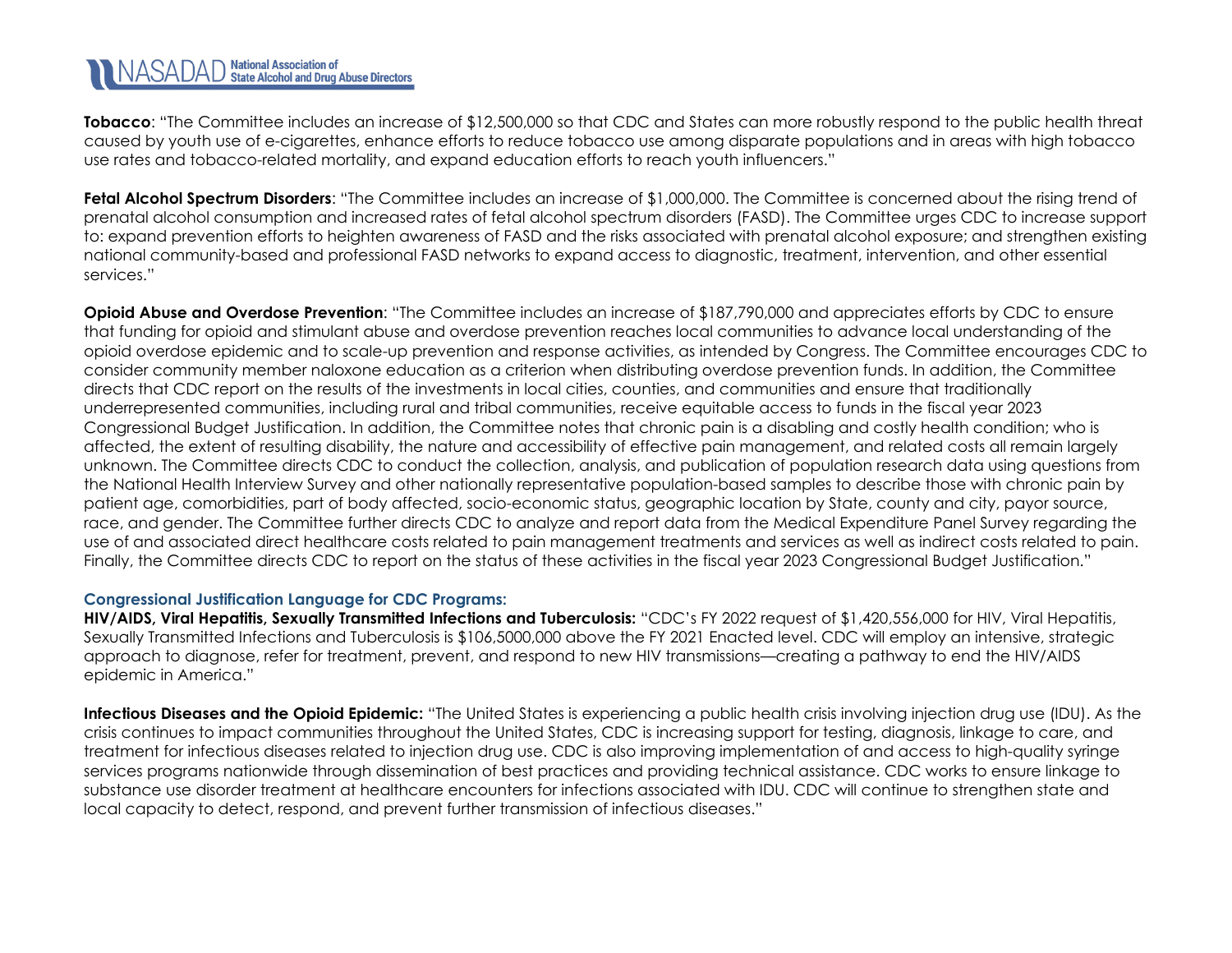**Tobacco**: "The Committee includes an increase of $12,500,000 so that CDC and States can more robustly respond to the public health threat caused by youth use of e-cigarettes, enhance efforts to reduce tobacco use among disparate populations and in areas with high tobacco use rates and tobacco-related mortality, and expand education efforts to reach youth influencers."

**Fetal Alcohol Spectrum Disorders**: "The Committee includes an increase of $1,000,000. The Committee is concerned about the rising trend of prenatal alcohol consumption and increased rates of fetal alcohol spectrum disorders (FASD). The Committee urges CDC to increase support to: expand prevention efforts to heighten awareness of FASD and the risks associated with prenatal alcohol exposure; and strengthen existing national community-based and professional FASD networks to expand access to diagnostic, treatment, intervention, and other essential services."

**Opioid Abuse and Overdose Prevention**: "The Committee includes an increase of $187,790,000 and appreciates efforts by CDC to ensure that funding for opioid and stimulant abuse and overdose prevention reaches local communities to advance local understanding of the opioid overdose epidemic and to scale-up prevention and response activities, as intended by Congress. The Committee encourages CDC to consider community member naloxone education as a criterion when distributing overdose prevention funds. In addition, the Committee directs that CDC report on the results of the investments in local cities, counties, and communities and ensure that traditionally underrepresented communities, including rural and tribal communities, receive equitable access to funds in the fiscal year 2023 Congressional Budget Justification. In addition, the Committee notes that chronic pain is a disabling and costly health condition; who is affected, the extent of resulting disability, the nature and accessibility of effective pain management, and related costs all remain largely unknown. The Committee directs CDC to conduct the collection, analysis, and publication of population research data using questions from the National Health Interview Survey and other nationally representative population-based samples to describe those with chronic pain by patient age, comorbidities, part of body affected, socio-economic status, geographic location by State, county and city, payor source, race, and gender. The Committee further directs CDC to analyze and report data from the Medical Expenditure Panel Survey regarding the use of and associated direct healthcare costs related to pain management treatments and services as well as indirect costs related to pain. Finally, the Committee directs CDC to report on the status of these activities in the fiscal year 2023 Congressional Budget Justification."

### Congressional Justification Language for CDC Programs:

**HIV/AIDS, Viral Hepatitis, Sexually Transmitted Infections and Tuberculosis:** "CDC's FY 2022 request of $1,420,556,000 for HIV, Viral Hepatitis, Sexually Transmitted Infections and Tuberculosis is $106,5000,000 above the FY 2021 Enacted level. CDC will employ an intensive, strategic approach to diagnose, refer for treatment, prevent, and respond to new HIV transmissions—creating a pathway to end the HIV/AIDS epidemic in America."

**Infectious Diseases and the Opioid Epidemic:** "The United States is experiencing a public health crisis involving injection drug use (IDU). As the crisis continues to impact communities throughout the United States, CDC is increasing support for testing, diagnosis, linkage to care, and treatment for infectious diseases related to injection drug use. CDC is also improving implementation of and access to high-quality syringe services programs nationwide through dissemination of best practices and providing technical assistance. CDC works to ensure linkage to substance use disorder treatment at healthcare encounters for infections associated with IDU. CDC will continue to strengthen state and local capacity to detect, respond, and prevent further transmission of infectious diseases."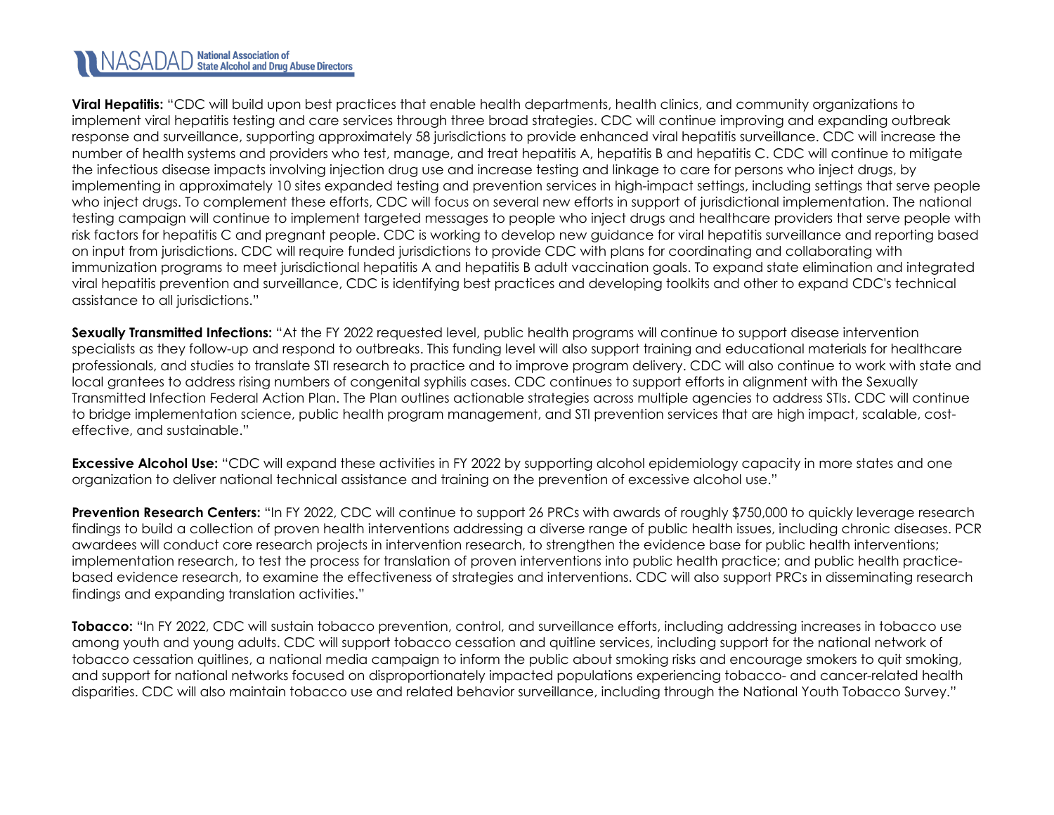**Viral Hepatitis:** "CDC will build upon best practices that enable health departments, health clinics, and community organizations to implement viral hepatitis testing and care services through three broad strategies. CDC will continue improving and expanding outbreak response and surveillance, supporting approximately 58 jurisdictions to provide enhanced viral hepatitis surveillance. CDC will increase the number of health systems and providers who test, manage, and treat hepatitis A, hepatitis B and hepatitis C. CDC will continue to mitigate the infectious disease impacts involving injection drug use and increase testing and linkage to care for persons who inject drugs, by implementing in approximately 10 sites expanded testing and prevention services in high-impact settings, including settings that serve people who inject drugs. To complement these efforts, CDC will focus on several new efforts in support of jurisdictional implementation. The national testing campaign will continue to implement targeted messages to people who inject drugs and healthcare providers that serve people with risk factors for hepatitis C and pregnant people. CDC is working to develop new guidance for viral hepatitis surveillance and reporting based on input from jurisdictions. CDC will require funded jurisdictions to provide CDC with plans for coordinating and collaborating with immunization programs to meet jurisdictional hepatitis A and hepatitis B adult vaccination goals. To expand state elimination and integrated viral hepatitis prevention and surveillance, CDC is identifying best practices and developing toolkits and other to expand CDC's technical assistance to all jurisdictions."

**Sexually Transmitted Infections:** "At the FY 2022 requested level, public health programs will continue to support disease intervention specialists as they follow-up and respond to outbreaks. This funding level will also support training and educational materials for healthcare professionals, and studies to translate STI research to practice and to improve program delivery. CDC will also continue to work with state and local grantees to address rising numbers of congenital syphilis cases. CDC continues to support efforts in alignment with the Sexually Transmitted Infection Federal Action Plan. The Plan outlines actionable strategies across multiple agencies to address STIs. CDC will continue to bridge implementation science, public health program management, and STI prevention services that are high impact, scalable, cost-effective, and sustainable."

**Excessive Alcohol Use:** "CDC will expand these activities in FY 2022 by supporting alcohol epidemiology capacity in more states and one organization to deliver national technical assistance and training on the prevention of excessive alcohol use."

**Prevention Research Centers:** "In FY 2022, CDC will continue to support 26 PRCs with awards of roughly $750,000 to quickly leverage research findings to build a collection of proven health interventions addressing a diverse range of public health issues, including chronic diseases. PCR awardees will conduct core research projects in intervention research, to strengthen the evidence base for public health interventions; implementation research, to test the process for translation of proven interventions into public health practice; and public health practice-based evidence research, to examine the effectiveness of strategies and interventions. CDC will also support PRCs in disseminating research findings and expanding translation activities."

**Tobacco:** "In FY 2022, CDC will sustain tobacco prevention, control, and surveillance efforts, including addressing increases in tobacco use among youth and young adults. CDC will support tobacco cessation and quitline services, including support for the national network of tobacco cessation quitlines, a national media campaign to inform the public about smoking risks and encourage smokers to quit smoking, and support for national networks focused on disproportionately impacted populations experiencing tobacco- and cancer-related health disparities. CDC will also maintain tobacco use and related behavior surveillance, including through the National Youth Tobacco Survey."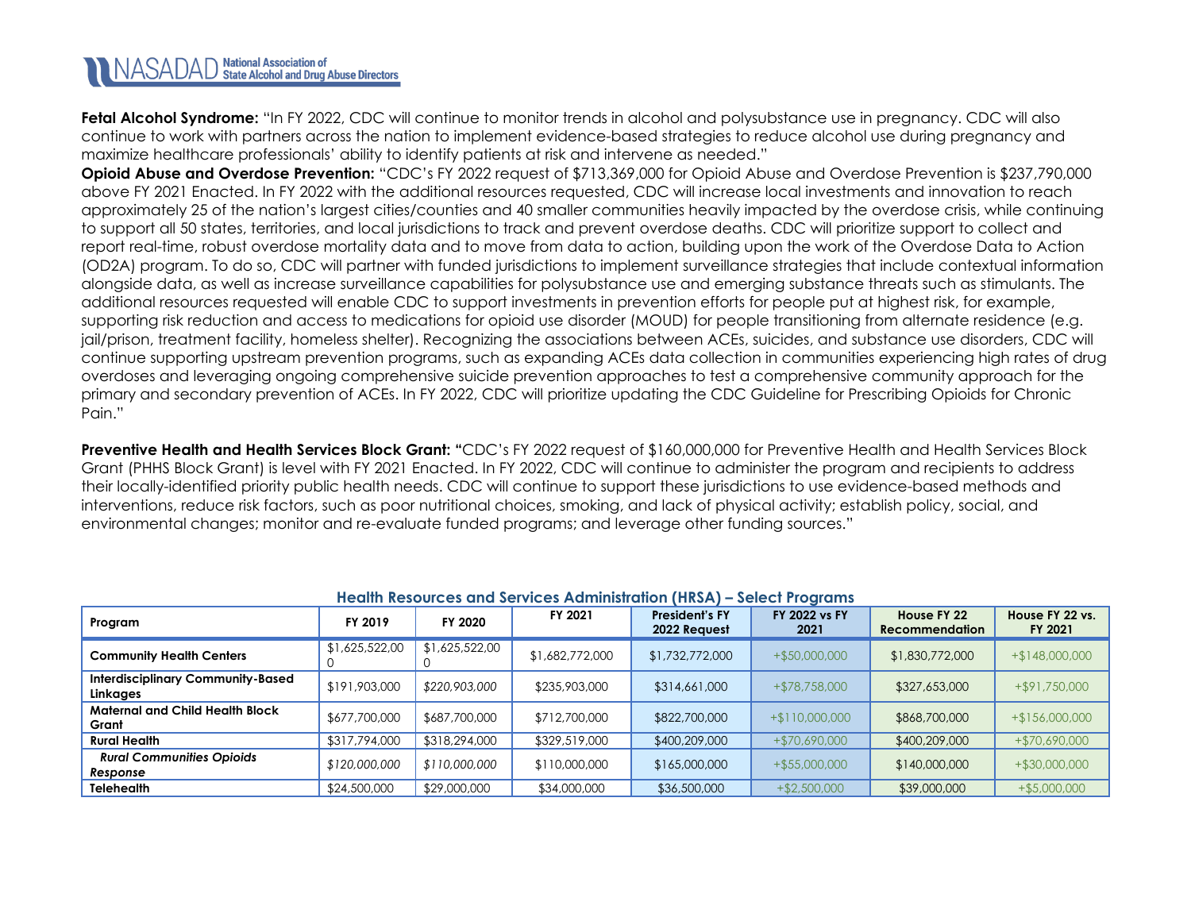**Fetal Alcohol Syndrome:** "In FY 2022, CDC will continue to monitor trends in alcohol and polysubstance use in pregnancy. CDC will also continue to work with partners across the nation to implement evidence-based strategies to reduce alcohol use during pregnancy and maximize healthcare professionals' ability to identify patients at risk and intervene as needed."

**Opioid Abuse and Overdose Prevention:** "CDC's FY 2022 request of $713,369,000 for Opioid Abuse and Overdose Prevention is $237,790,000 above FY 2021 Enacted. In FY 2022 with the additional resources requested, CDC will increase local investments and innovation to reach approximately 25 of the nation's largest cities/counties and 40 smaller communities heavily impacted by the overdose crisis, while continuing to support all 50 states, territories, and local jurisdictions to track and prevent overdose deaths. CDC will prioritize support to collect and report real-time, robust overdose mortality data and to move from data to action, building upon the work of the Overdose Data to Action (OD2A) program. To do so, CDC will partner with funded jurisdictions to implement surveillance strategies that include contextual information alongside data, as well as increase surveillance capabilities for polysubstance use and emerging substance threats such as stimulants. The additional resources requested will enable CDC to support investments in prevention efforts for people put at highest risk, for example, supporting risk reduction and access to medications for opioid use disorder (MOUD) for people transitioning from alternate residence (e.g. jail/prison, treatment facility, homeless shelter). Recognizing the associations between ACEs, suicides, and substance use disorders, CDC will continue supporting upstream prevention programs, such as expanding ACEs data collection in communities experiencing high rates of drug overdoses and leveraging ongoing comprehensive suicide prevention approaches to test a comprehensive community approach for the primary and secondary prevention of ACEs. In FY 2022, CDC will prioritize updating the CDC Guideline for Prescribing Opioids for Chronic Pain."

**Preventive Health and Health Services Block Grant:** "CDC's FY 2022 request of $160,000,000 for Preventive Health and Health Services Block Grant (PHHS Block Grant) is level with FY 2021 Enacted. In FY 2022, CDC will continue to administer the program and recipients to address their locally-identified priority public health needs. CDC will continue to support these jurisdictions to use evidence-based methods and interventions, reduce risk factors, such as poor nutritional choices, smoking, and lack of physical activity; establish policy, social, and environmental changes; monitor and re-evaluate funded programs; and leverage other funding sources."

## Health Resources and Services Administration (HRSA) – Select Programs

| Program | FY 2019 | FY 2020 | FY 2021 | President's FY 2022 Request | FY 2022 vs FY 2021 | House FY 22 Recommendation | House FY 22 vs. FY 2021 |
|---|---|---|---|---|---|---|---|
| **Community Health Centers** | $1,625,522,000 | $1,625,522,000 | $1,682,772,000 | $1,732,772,000 | +$50,000,000 | $1,830,772,000 | +$148,000,000 |
| **Interdisciplinary Community-Based Linkages** | $191,903,000 | *$220,903,000* | $235,903,000 | $314,661,000 | +$78,758,000 | $327,653,000 | +$91,750,000 |
| **Maternal and Child Health Block Grant** | $677,700,000 | $687,700,000 | $712,700,000 | $822,700,000 | +$110,000,000 | $868,700,000 | +$156,000,000 |
| **Rural Health** | $317,794,000 | $318,294,000 | $329,519,000 | $400,209,000 | +$70,690,000 | $400,209,000 | +$70,690,000 |
| ***Rural Communities Opioids Response*** | *$120,000,000* | *$110,000,000* | $110,000,000 | $165,000,000 | +$55,000,000 | $140,000,000 | +$30,000,000 |
| **Telehealth** | $24,500,000 | $29,000,000 | $34,000,000 | $36,500,000 | +$2,500,000 | $39,000,000 | +$5,000,000 |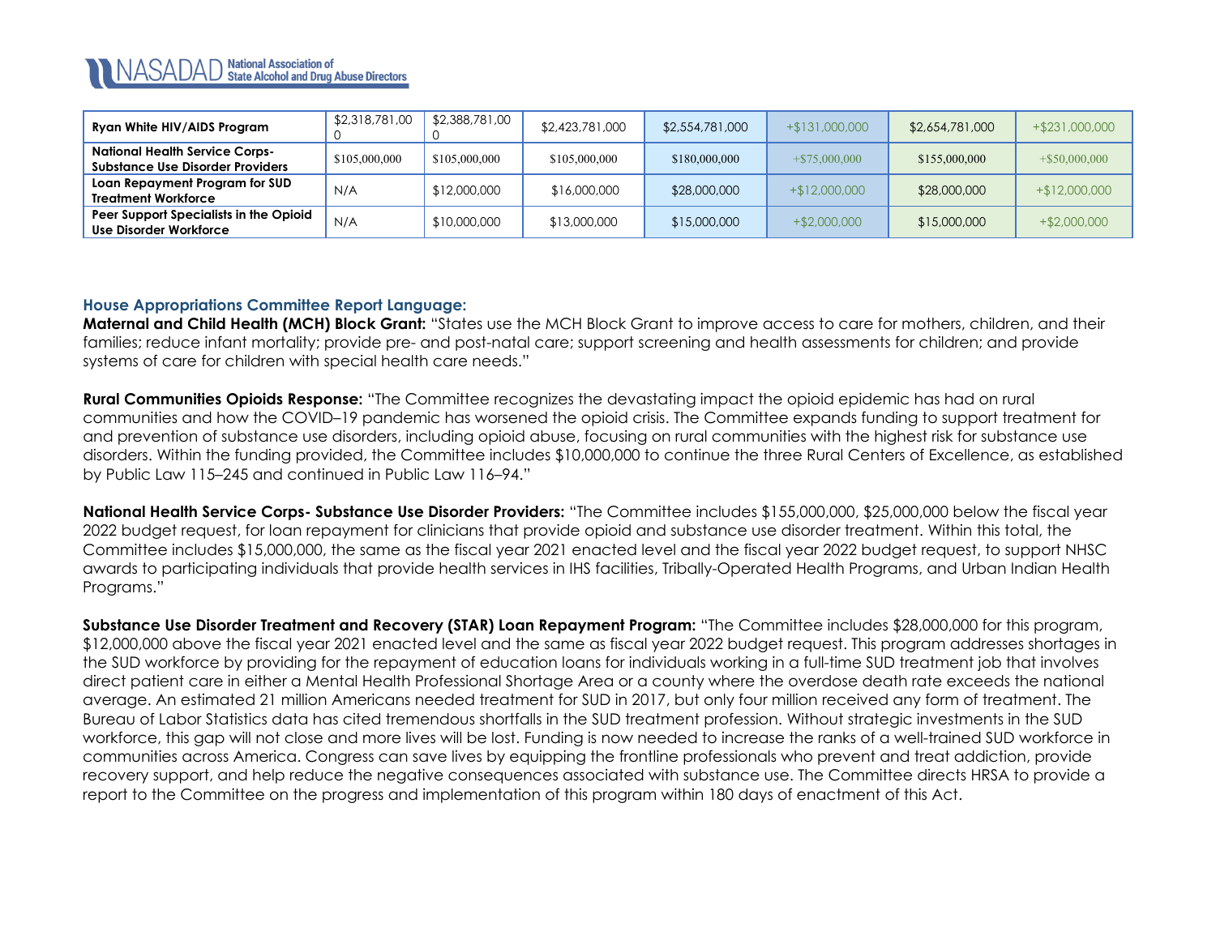| Ryan White HIV/AIDS Program | $2,318,781,000 | $2,388,781,000 | $2,423,781,000 | $2,554,781,000 | +$131,000,000 | $2,654,781,000 | +$231,000,000 |
|---|---|---|---|---|---|---|---|
| National Health Service Corps- Substance Use Disorder Providers | $105,000,000 | $105,000,000 | $105,000,000 | $180,000,000 | +$75,000,000 | $155,000,000 | +$50,000,000 |
| Loan Repayment Program for SUD Treatment Workforce | N/A | $12,000,000 | $16,000,000 | $28,000,000 | +$12,000,000 | $28,000,000 | +$12,000,000 |
| Peer Support Specialists in the Opioid Use Disorder Workforce | N/A | $10,000,000 | $13,000,000 | $15,000,000 | +$2,000,000 | $15,000,000 | +$2,000,000 |

### House Appropriations Committee Report Language:

**Maternal and Child Health (MCH) Block Grant:** "States use the MCH Block Grant to improve access to care for mothers, children, and their families; reduce infant mortality; provide pre- and post-natal care; support screening and health assessments for children; and provide systems of care for children with special health care needs."

**Rural Communities Opioids Response:** "The Committee recognizes the devastating impact the opioid epidemic has had on rural communities and how the COVID–19 pandemic has worsened the opioid crisis. The Committee expands funding to support treatment for and prevention of substance use disorders, including opioid abuse, focusing on rural communities with the highest risk for substance use disorders. Within the funding provided, the Committee includes $10,000,000 to continue the three Rural Centers of Excellence, as established by Public Law 115–245 and continued in Public Law 116–94."

**National Health Service Corps- Substance Use Disorder Providers:** "The Committee includes $155,000,000, $25,000,000 below the fiscal year 2022 budget request, for loan repayment for clinicians that provide opioid and substance use disorder treatment. Within this total, the Committee includes $15,000,000, the same as the fiscal year 2021 enacted level and the fiscal year 2022 budget request, to support NHSC awards to participating individuals that provide health services in IHS facilities, Tribally-Operated Health Programs, and Urban Indian Health Programs."

**Substance Use Disorder Treatment and Recovery (STAR) Loan Repayment Program:** "The Committee includes $28,000,000 for this program, $12,000,000 above the fiscal year 2021 enacted level and the same as fiscal year 2022 budget request. This program addresses shortages in the SUD workforce by providing for the repayment of education loans for individuals working in a full-time SUD treatment job that involves direct patient care in either a Mental Health Professional Shortage Area or a county where the overdose death rate exceeds the national average. An estimated 21 million Americans needed treatment for SUD in 2017, but only four million received any form of treatment. The Bureau of Labor Statistics data has cited tremendous shortfalls in the SUD treatment profession. Without strategic investments in the SUD workforce, this gap will not close and more lives will be lost. Funding is now needed to increase the ranks of a well-trained SUD workforce in communities across America. Congress can save lives by equipping the frontline professionals who prevent and treat addiction, provide recovery support, and help reduce the negative consequences associated with substance use. The Committee directs HRSA to provide a report to the Committee on the progress and implementation of this program within 180 days of enactment of this Act.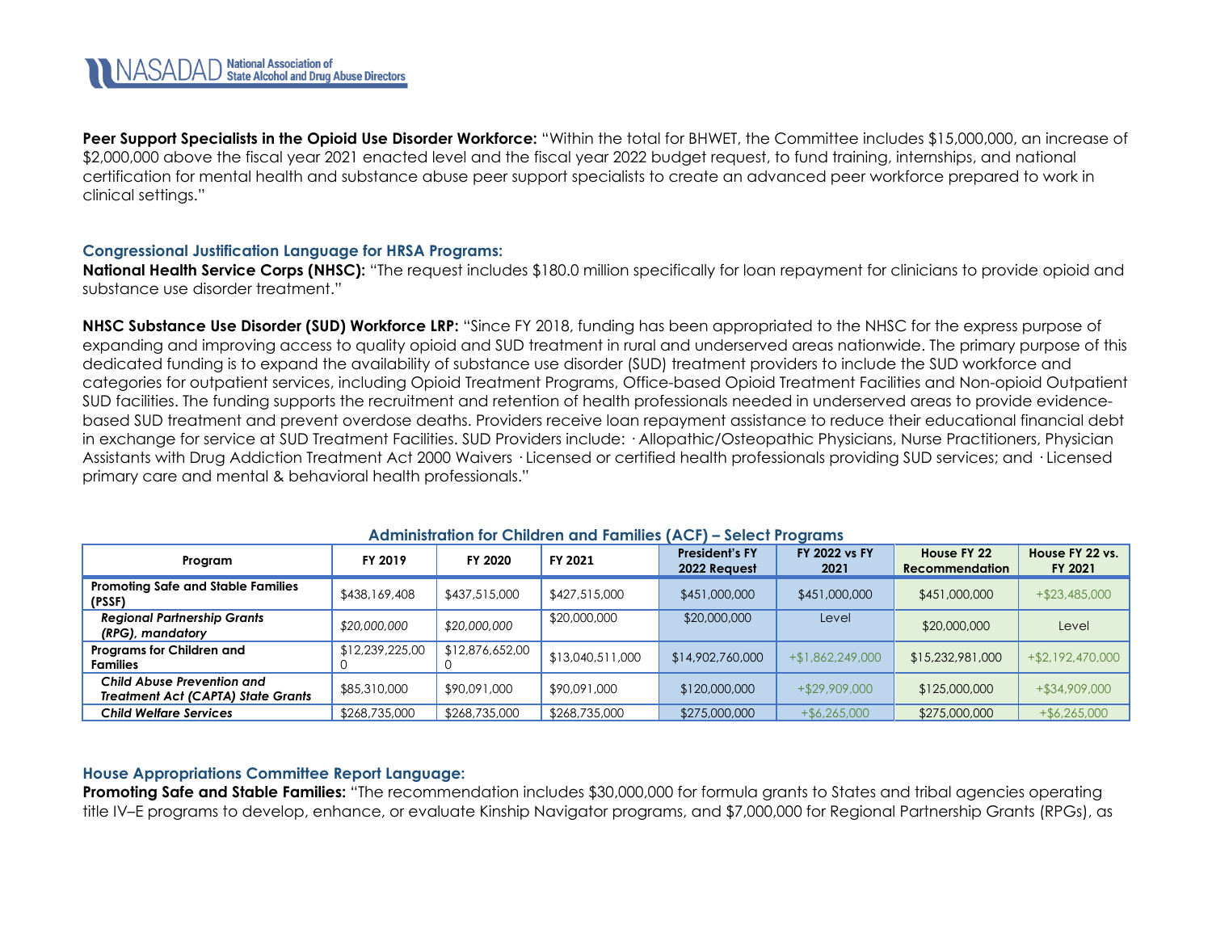**Peer Support Specialists in the Opioid Use Disorder Workforce:** "Within the total for BHWET, the Committee includes $15,000,000, an increase of $2,000,000 above the fiscal year 2021 enacted level and the fiscal year 2022 budget request, to fund training, internships, and national certification for mental health and substance abuse peer support specialists to create an advanced peer workforce prepared to work in clinical settings."

### Congressional Justification Language for HRSA Programs:

**National Health Service Corps (NHSC):** "The request includes $180.0 million specifically for loan repayment for clinicians to provide opioid and substance use disorder treatment."

**NHSC Substance Use Disorder (SUD) Workforce LRP:** "Since FY 2018, funding has been appropriated to the NHSC for the express purpose of expanding and improving access to quality opioid and SUD treatment in rural and underserved areas nationwide. The primary purpose of this dedicated funding is to expand the availability of substance use disorder (SUD) treatment providers to include the SUD workforce and categories for outpatient services, including Opioid Treatment Programs, Office-based Opioid Treatment Facilities and Non-opioid Outpatient SUD facilities. The funding supports the recruitment and retention of health professionals needed in underserved areas to provide evidence-based SUD treatment and prevent overdose deaths. Providers receive loan repayment assistance to reduce their educational financial debt in exchange for service at SUD Treatment Facilities. SUD Providers include: · Allopathic/Osteopathic Physicians, Nurse Practitioners, Physician Assistants with Drug Addiction Treatment Act 2000 Waivers · Licensed or certified health professionals providing SUD services; and · Licensed primary care and mental & behavioral health professionals."

### Administration for Children and Families (ACF) – Select Programs

| Program | FY 2019 | FY 2020 | FY 2021 | President's FY 2022 Request | FY 2022 vs FY 2021 | House FY 22 Recommendation | House FY 22 vs. FY 2021 |
|---|---|---|---|---|---|---|---|
| **Promoting Safe and Stable Families (PSSF)** | $438,169,408 | $437,515,000 | $427,515,000 | $451,000,000 | $451,000,000 | $451,000,000 | +$23,485,000 |
| ***Regional Partnership Grants (RPG), mandatory*** | *$20,000,000* | *$20,000,000* | $20,000,000 | $20,000,000 | Level | $20,000,000 | Level |
| **Programs for Children and Families** | $12,239,225,000 | $12,876,652,000 | $13,040,511,000 | $14,902,760,000 | +$1,862,249,000 | $15,232,981,000 | +$2,192,470,000 |
| ***Child Abuse Prevention and Treatment Act (CAPTA) State Grants*** | $85,310,000 | $90,091,000 | $90,091,000 | $120,000,000 | +$29,909,000 | $125,000,000 | +$34,909,000 |
| ***Child Welfare Services*** | $268,735,000 | $268,735,000 | $268,735,000 | $275,000,000 | +$6,265,000 | $275,000,000 | +$6,265,000 |

### House Appropriations Committee Report Language:

**Promoting Safe and Stable Families:** "The recommendation includes $30,000,000 for formula grants to States and tribal agencies operating title IV–E programs to develop, enhance, or evaluate Kinship Navigator programs, and $7,000,000 for Regional Partnership Grants (RPGs), as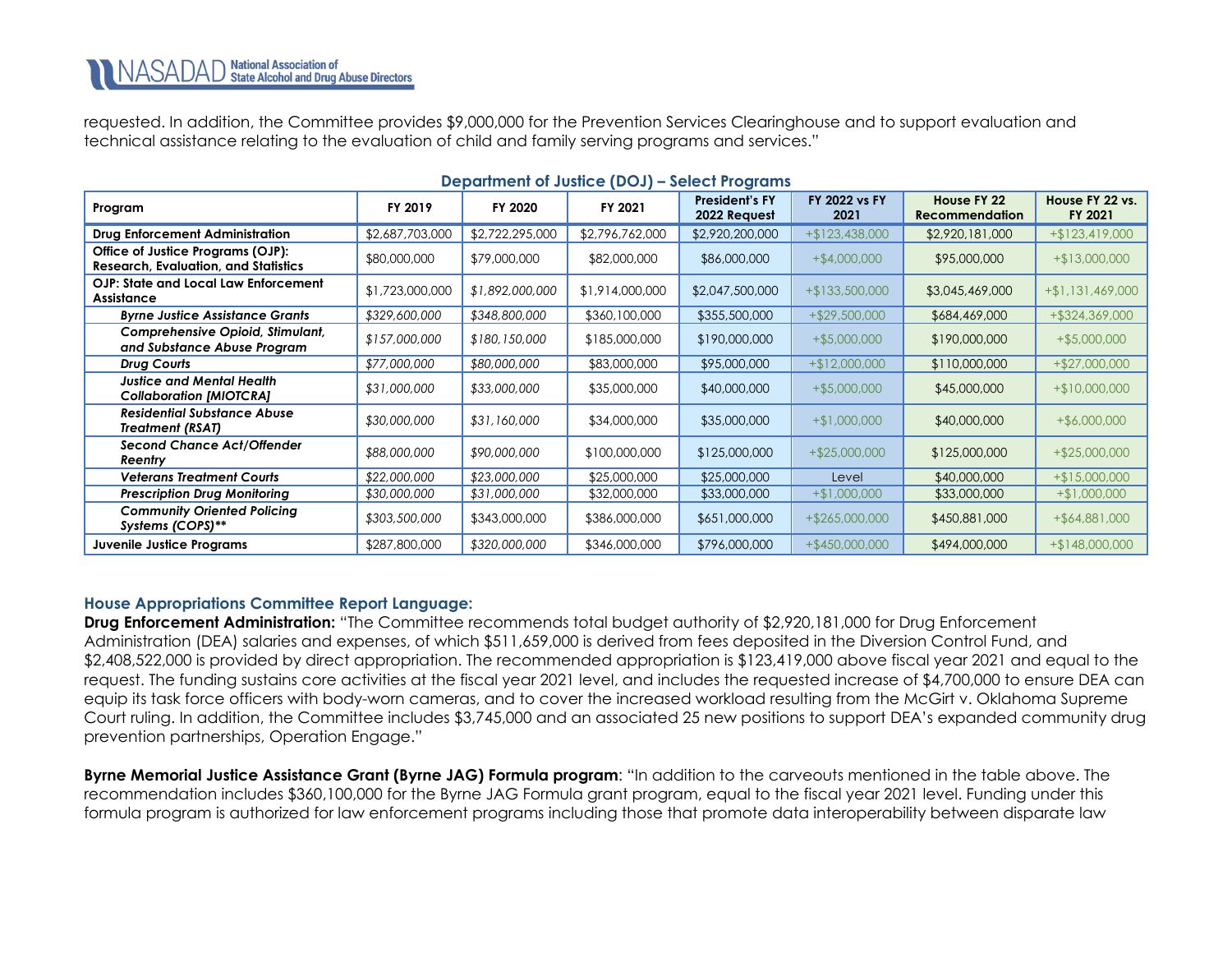requested. In addition, the Committee provides $9,000,000 for the Prevention Services Clearinghouse and to support evaluation and technical assistance relating to the evaluation of child and family serving programs and services."

**Department of Justice (DOJ) – Select Programs**

| Program | FY 2019 | FY 2020 | FY 2021 | President's FY 2022 Request | FY 2022 vs FY 2021 | House FY 22 Recommendation | House FY 22 vs. FY 2021 |
|---|---|---|---|---|---|---|---|
| **Drug Enforcement Administration** | $2,687,703,000 | $2,722,295,000 | $2,796,762,000 | $2,920,200,000 | +$123,438,000 | $2,920,181,000 | +$123,419,000 |
| **Office of Justice Programs (OJP): Research, Evaluation, and Statistics** | $80,000,000 | $79,000,000 | $82,000,000 | $86,000,000 | +$4,000,000 | $95,000,000 | +$13,000,000 |
| **OJP: State and Local Law Enforcement Assistance** | $1,723,000,000 | *$1,892,000,000* | $1,914,000,000 | $2,047,500,000 | +$133,500,000 | $3,045,469,000 | +$1,131,469,000 |
| ***Byrne Justice Assistance Grants*** | *$329,600,000* | *$348,800,000* | $360,100,000 | $355,500,000 | +$29,500,000 | $684,469,000 | +$324,369,000 |
| ***Comprehensive Opioid, Stimulant, and Substance Abuse Program*** | *$157,000,000* | *$180,150,000* | $185,000,000 | $190,000,000 | +$5,000,000 | $190,000,000 | +$5,000,000 |
| ***Drug Courts*** | *$77,000,000* | *$80,000,000* | $83,000,000 | $95,000,000 | +$12,000,000 | $110,000,000 | +$27,000,000 |
| ***Justice and Mental Health Collaboration [MIOTCRA]*** | *$31,000,000* | *$33,000,000* | $35,000,000 | $40,000,000 | +$5,000,000 | $45,000,000 | +$10,000,000 |
| ***Residential Substance Abuse Treatment (RSAT)*** | *$30,000,000* | *$31,160,000* | $34,000,000 | $35,000,000 | +$1,000,000 | $40,000,000 | +$6,000,000 |
| ***Second Chance Act/Offender Reentry*** | *$88,000,000* | *$90,000,000* | $100,000,000 | $125,000,000 | +$25,000,000 | $125,000,000 | +$25,000,000 |
| ***Veterans Treatment Courts*** | *$22,000,000* | *$23,000,000* | $25,000,000 | $25,000,000 | Level | $40,000,000 | +$15,000,000 |
| ***Prescription Drug Monitoring*** | *$30,000,000* | *$31,000,000* | $32,000,000 | $33,000,000 | +$1,000,000 | $33,000,000 | +$1,000,000 |
| ***Community Oriented Policing Systems (COPS)**** | *$303,500,000* | $343,000,000 | $386,000,000 | $651,000,000 | +$265,000,000 | $450,881,000 | +$64,881,000 |
| **Juvenile Justice Programs** | $287,800,000 | *$320,000,000* | $346,000,000 | $796,000,000 | +$450,000,000 | $494,000,000 | +$148,000,000 |

### House Appropriations Committee Report Language:

**Drug Enforcement Administration:** "The Committee recommends total budget authority of $2,920,181,000 for Drug Enforcement Administration (DEA) salaries and expenses, of which $511,659,000 is derived from fees deposited in the Diversion Control Fund, and $2,408,522,000 is provided by direct appropriation. The recommended appropriation is $123,419,000 above fiscal year 2021 and equal to the request. The funding sustains core activities at the fiscal year 2021 level, and includes the requested increase of $4,700,000 to ensure DEA can equip its task force officers with body-worn cameras, and to cover the increased workload resulting from the McGirt v. Oklahoma Supreme Court ruling. In addition, the Committee includes $3,745,000 and an associated 25 new positions to support DEA's expanded community drug prevention partnerships, Operation Engage."

**Byrne Memorial Justice Assistance Grant (Byrne JAG) Formula program**: "In addition to the carveouts mentioned in the table above. The recommendation includes $360,100,000 for the Byrne JAG Formula grant program, equal to the fiscal year 2021 level. Funding under this formula program is authorized for law enforcement programs including those that promote data interoperability between disparate law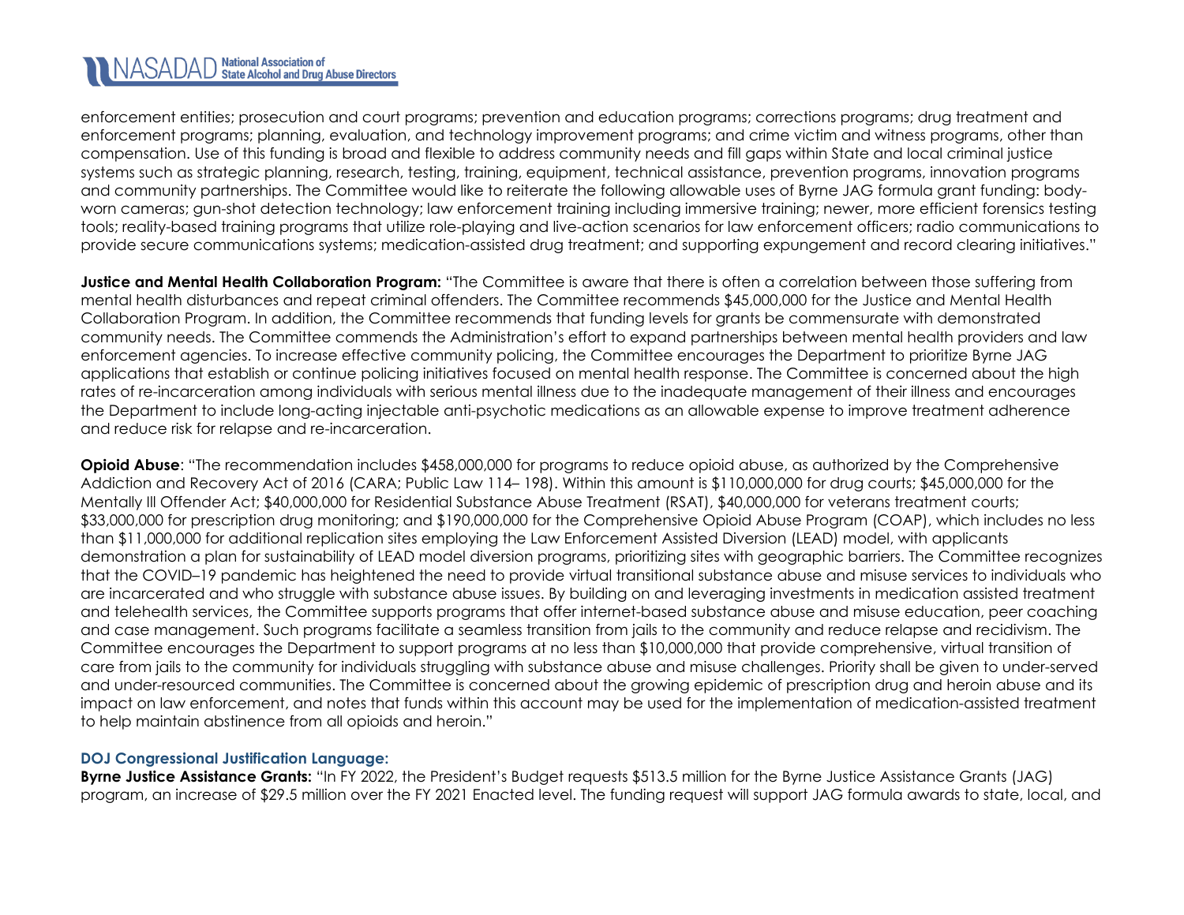enforcement entities; prosecution and court programs; prevention and education programs; corrections programs; drug treatment and enforcement programs; planning, evaluation, and technology improvement programs; and crime victim and witness programs, other than compensation. Use of this funding is broad and flexible to address community needs and fill gaps within State and local criminal justice systems such as strategic planning, research, testing, training, equipment, technical assistance, prevention programs, innovation programs and community partnerships. The Committee would like to reiterate the following allowable uses of Byrne JAG formula grant funding: body-worn cameras; gun-shot detection technology; law enforcement training including immersive training; newer, more efficient forensics testing tools; reality-based training programs that utilize role-playing and live-action scenarios for law enforcement officers; radio communications to provide secure communications systems; medication-assisted drug treatment; and supporting expungement and record clearing initiatives."

**Justice and Mental Health Collaboration Program:** "The Committee is aware that there is often a correlation between those suffering from mental health disturbances and repeat criminal offenders. The Committee recommends $45,000,000 for the Justice and Mental Health Collaboration Program. In addition, the Committee recommends that funding levels for grants be commensurate with demonstrated community needs. The Committee commends the Administration's effort to expand partnerships between mental health providers and law enforcement agencies. To increase effective community policing, the Committee encourages the Department to prioritize Byrne JAG applications that establish or continue policing initiatives focused on mental health response. The Committee is concerned about the high rates of re-incarceration among individuals with serious mental illness due to the inadequate management of their illness and encourages the Department to include long-acting injectable anti-psychotic medications as an allowable expense to improve treatment adherence and reduce risk for relapse and re-incarceration.

**Opioid Abuse**: "The recommendation includes $458,000,000 for programs to reduce opioid abuse, as authorized by the Comprehensive Addiction and Recovery Act of 2016 (CARA; Public Law 114– 198). Within this amount is $110,000,000 for drug courts; $45,000,000 for the Mentally Ill Offender Act; $40,000,000 for Residential Substance Abuse Treatment (RSAT), $40,000,000 for veterans treatment courts; $33,000,000 for prescription drug monitoring; and $190,000,000 for the Comprehensive Opioid Abuse Program (COAP), which includes no less than $11,000,000 for additional replication sites employing the Law Enforcement Assisted Diversion (LEAD) model, with applicants demonstration a plan for sustainability of LEAD model diversion programs, prioritizing sites with geographic barriers. The Committee recognizes that the COVID–19 pandemic has heightened the need to provide virtual transitional substance abuse and misuse services to individuals who are incarcerated and who struggle with substance abuse issues. By building on and leveraging investments in medication assisted treatment and telehealth services, the Committee supports programs that offer internet-based substance abuse and misuse education, peer coaching and case management. Such programs facilitate a seamless transition from jails to the community and reduce relapse and recidivism. The Committee encourages the Department to support programs at no less than $10,000,000 that provide comprehensive, virtual transition of care from jails to the community for individuals struggling with substance abuse and misuse challenges. Priority shall be given to under-served and under-resourced communities. The Committee is concerned about the growing epidemic of prescription drug and heroin abuse and its impact on law enforcement, and notes that funds within this account may be used for the implementation of medication-assisted treatment to help maintain abstinence from all opioids and heroin."

### DOJ Congressional Justification Language:

**Byrne Justice Assistance Grants:** "In FY 2022, the President's Budget requests $513.5 million for the Byrne Justice Assistance Grants (JAG) program, an increase of $29.5 million over the FY 2021 Enacted level. The funding request will support JAG formula awards to state, local, and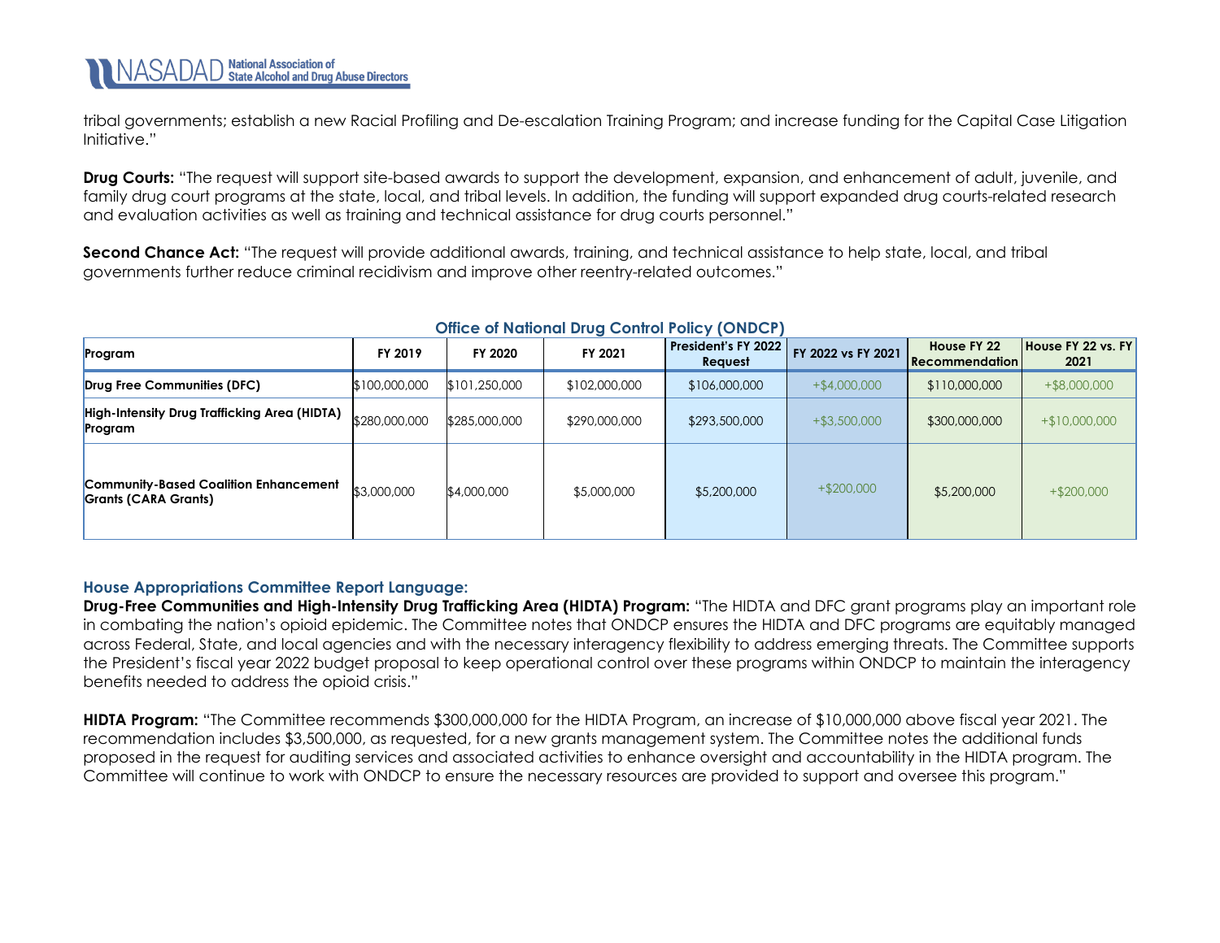tribal governments; establish a new Racial Profiling and De-escalation Training Program; and increase funding for the Capital Case Litigation Initiative."

**Drug Courts:** "The request will support site-based awards to support the development, expansion, and enhancement of adult, juvenile, and family drug court programs at the state, local, and tribal levels. In addition, the funding will support expanded drug courts-related research and evaluation activities as well as training and technical assistance for drug courts personnel."

**Second Chance Act:** "The request will provide additional awards, training, and technical assistance to help state, local, and tribal governments further reduce criminal recidivism and improve other reentry-related outcomes."

### Office of National Drug Control Policy (ONDCP)

| Program | FY 2019 | FY 2020 | FY 2021 | President's FY 2022 Request | FY 2022 vs FY 2021 | House FY 22 Recommendation | House FY 22 vs. FY 2021 |
|---|---|---|---|---|---|---|---|
| **Drug Free Communities (DFC)** | $100,000,000 | $101,250,000 | $102,000,000 | $106,000,000 | +$4,000,000 | $110,000,000 | +$8,000,000 |
| **High-Intensity Drug Trafficking Area (HIDTA) Program** | $280,000,000 | $285,000,000 | $290,000,000 | $293,500,000 | +$3,500,000 | $300,000,000 | +$10,000,000 |
| **Community-Based Coalition Enhancement Grants (CARA Grants)** | $3,000,000 | $4,000,000 | $5,000,000 | $5,200,000 | +$200,000 | $5,200,000 | +$200,000 |

### House Appropriations Committee Report Language:

**Drug-Free Communities and High-Intensity Drug Trafficking Area (HIDTA) Program:** "The HIDTA and DFC grant programs play an important role in combating the nation's opioid epidemic. The Committee notes that ONDCP ensures the HIDTA and DFC programs are equitably managed across Federal, State, and local agencies and with the necessary interagency flexibility to address emerging threats. The Committee supports the President's fiscal year 2022 budget proposal to keep operational control over these programs within ONDCP to maintain the interagency benefits needed to address the opioid crisis."

**HIDTA Program:** "The Committee recommends $300,000,000 for the HIDTA Program, an increase of $10,000,000 above fiscal year 2021. The recommendation includes $3,500,000, as requested, for a new grants management system. The Committee notes the additional funds proposed in the request for auditing services and associated activities to enhance oversight and accountability in the HIDTA program. The Committee will continue to work with ONDCP to ensure the necessary resources are provided to support and oversee this program."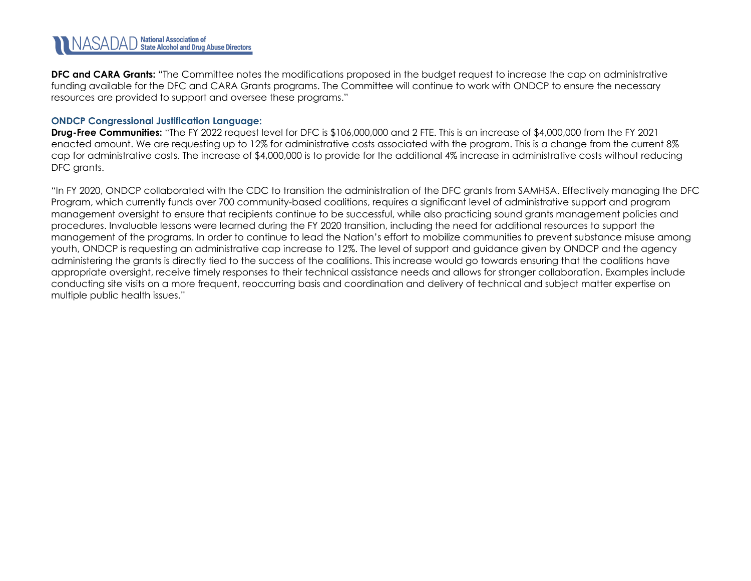**DFC and CARA Grants:** "The Committee notes the modifications proposed in the budget request to increase the cap on administrative funding available for the DFC and CARA Grants programs. The Committee will continue to work with ONDCP to ensure the necessary resources are provided to support and oversee these programs."

**ONDCP Congressional Justification Language:**

**Drug-Free Communities:** "The FY 2022 request level for DFC is $106,000,000 and 2 FTE. This is an increase of $4,000,000 from the FY 2021 enacted amount. We are requesting up to 12% for administrative costs associated with the program. This is a change from the current 8% cap for administrative costs. The increase of $4,000,000 is to provide for the additional 4% increase in administrative costs without reducing DFC grants.

"In FY 2020, ONDCP collaborated with the CDC to transition the administration of the DFC grants from SAMHSA. Effectively managing the DFC Program, which currently funds over 700 community-based coalitions, requires a significant level of administrative support and program management oversight to ensure that recipients continue to be successful, while also practicing sound grants management policies and procedures. Invaluable lessons were learned during the FY 2020 transition, including the need for additional resources to support the management of the programs. In order to continue to lead the Nation's effort to mobilize communities to prevent substance misuse among youth, ONDCP is requesting an administrative cap increase to 12%. The level of support and guidance given by ONDCP and the agency administering the grants is directly tied to the success of the coalitions. This increase would go towards ensuring that the coalitions have appropriate oversight, receive timely responses to their technical assistance needs and allows for stronger collaboration. Examples include conducting site visits on a more frequent, reoccurring basis and coordination and delivery of technical and subject matter expertise on multiple public health issues."